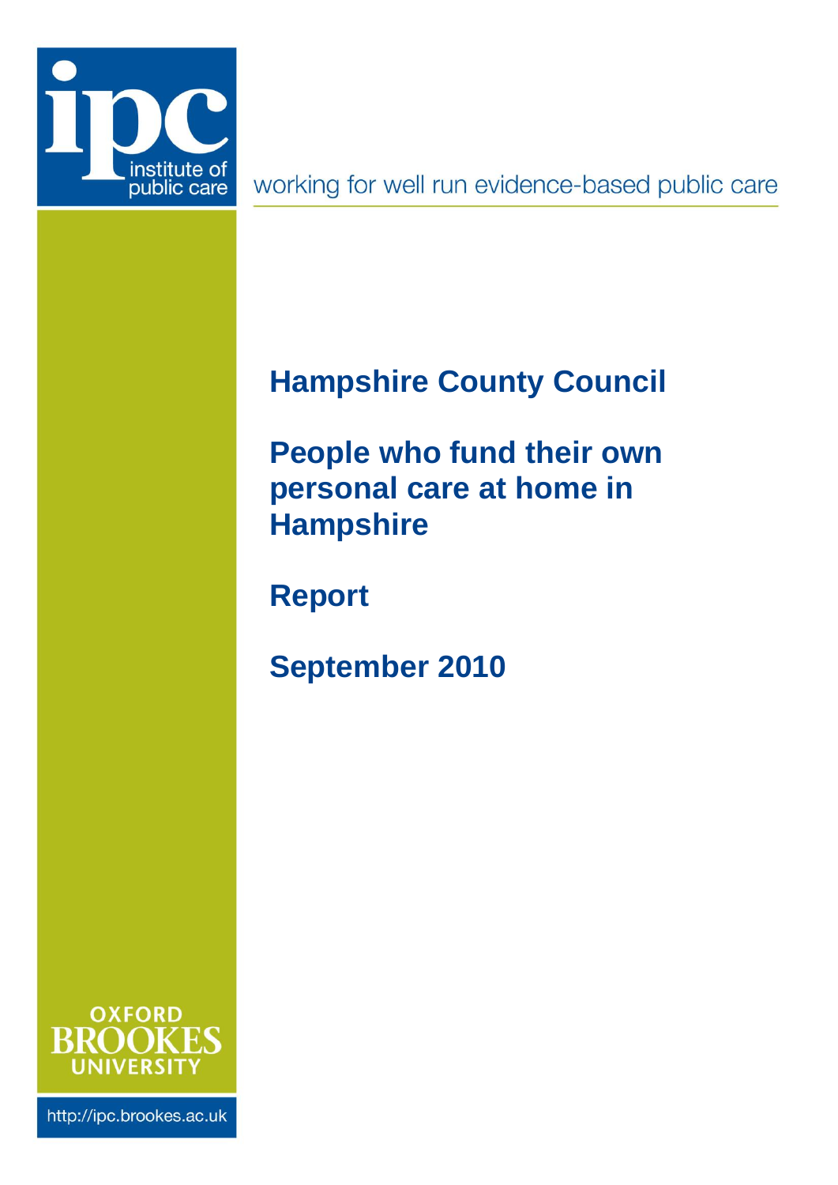ipc institute of public care

working for well run evidence-based public care

# Hampshire County Council

# People who fund their own personal care at home in Hampshire

## Report

## September 2010

OXFORD BROOKES UNIVERSITY

http://ipc.brookes.ac.uk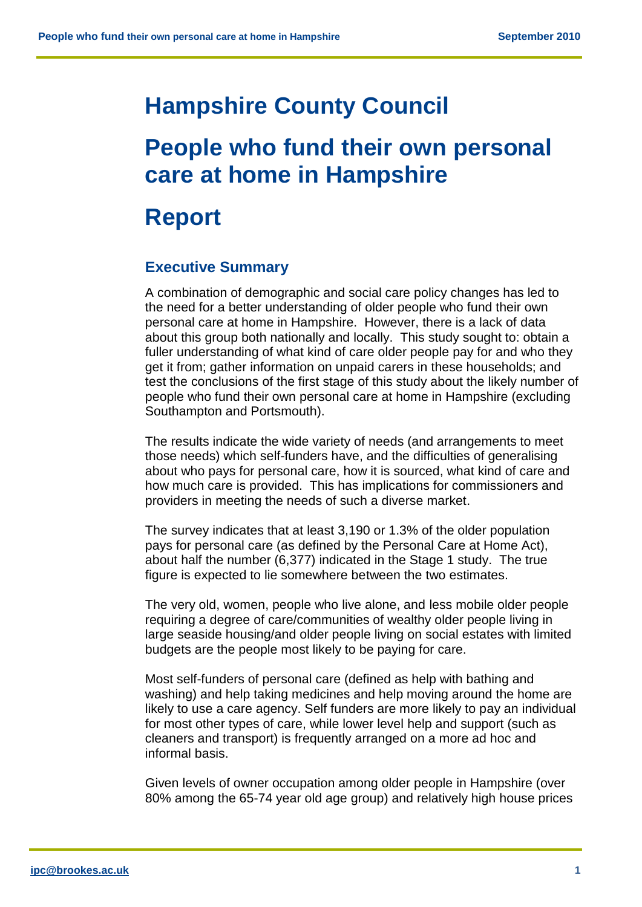# Hampshire County Council

# People who fund their own personal care at home in Hampshire

# Report

## Executive Summary

A combination of demographic and social care policy changes has led to the need for a better understanding of older people who fund their own personal care at home in Hampshire. However, there is a lack of data about this group both nationally and locally. This study sought to: obtain a fuller understanding of what kind of care older people pay for and who they get it from; gather information on unpaid carers in these households; and test the conclusions of the first stage of this study about the likely number of people who fund their own personal care at home in Hampshire (excluding Southampton and Portsmouth).

The results indicate the wide variety of needs (and arrangements to meet those needs) which self-funders have, and the difficulties of generalising about who pays for personal care, how it is sourced, what kind of care and how much care is provided. This has implications for commissioners and providers in meeting the needs of such a diverse market.

The survey indicates that at least 3,190 or 1.3% of the older population pays for personal care (as defined by the Personal Care at Home Act), about half the number (6,377) indicated in the Stage 1 study. The true figure is expected to lie somewhere between the two estimates.

The very old, women, people who live alone, and less mobile older people requiring a degree of care/communities of wealthy older people living in large seaside housing/and older people living on social estates with limited budgets are the people most likely to be paying for care.

Most self-funders of personal care (defined as help with bathing and washing) and help taking medicines and help moving around the home are likely to use a care agency. Self funders are more likely to pay an individual for most other types of care, while lower level help and support (such as cleaners and transport) is frequently arranged on a more ad hoc and informal basis.

Given levels of owner occupation among older people in Hampshire (over 80% among the 65-74 year old age group) and relatively high house prices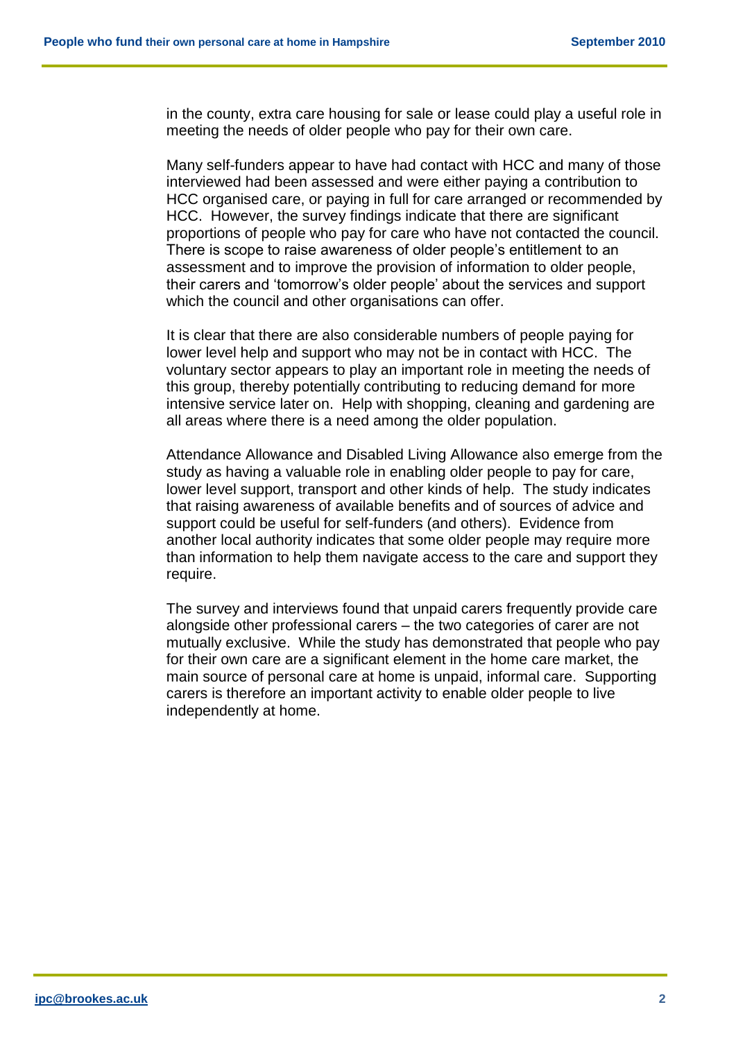in the county, extra care housing for sale or lease could play a useful role in meeting the needs of older people who pay for their own care.

Many self-funders appear to have had contact with HCC and many of those interviewed had been assessed and were either paying a contribution to HCC organised care, or paying in full for care arranged or recommended by HCC. However, the survey findings indicate that there are significant proportions of people who pay for care who have not contacted the council. There is scope to raise awareness of older people's entitlement to an assessment and to improve the provision of information to older people, their carers and 'tomorrow's older people' about the services and support which the council and other organisations can offer.

It is clear that there are also considerable numbers of people paying for lower level help and support who may not be in contact with HCC. The voluntary sector appears to play an important role in meeting the needs of this group, thereby potentially contributing to reducing demand for more intensive service later on. Help with shopping, cleaning and gardening are all areas where there is a need among the older population.

Attendance Allowance and Disabled Living Allowance also emerge from the study as having a valuable role in enabling older people to pay for care, lower level support, transport and other kinds of help. The study indicates that raising awareness of available benefits and of sources of advice and support could be useful for self-funders (and others). Evidence from another local authority indicates that some older people may require more than information to help them navigate access to the care and support they require.

The survey and interviews found that unpaid carers frequently provide care alongside other professional carers – the two categories of carer are not mutually exclusive. While the study has demonstrated that people who pay for their own care are a significant element in the home care market, the main source of personal care at home is unpaid, informal care. Supporting carers is therefore an important activity to enable older people to live independently at home.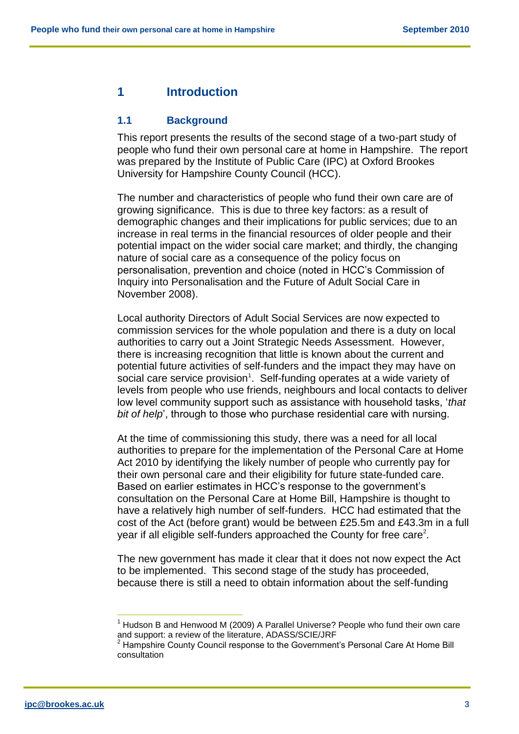# 1 Introduction

## 1.1 Background

This report presents the results of the second stage of a two-part study of people who fund their own personal care at home in Hampshire. The report was prepared by the Institute of Public Care (IPC) at Oxford Brookes University for Hampshire County Council (HCC).

The number and characteristics of people who fund their own care are of growing significance. This is due to three key factors: as a result of demographic changes and their implications for public services; due to an increase in real terms in the financial resources of older people and their potential impact on the wider social care market; and thirdly, the changing nature of social care as a consequence of the policy focus on personalisation, prevention and choice (noted in HCC's Commission of Inquiry into Personalisation and the Future of Adult Social Care in November 2008).

Local authority Directors of Adult Social Services are now expected to commission services for the whole population and there is a duty on local authorities to carry out a Joint Strategic Needs Assessment. However, there is increasing recognition that little is known about the current and potential future activities of self-funders and the impact they may have on social care service provision[1]. Self-funding operates at a wide variety of levels from people who use friends, neighbours and local contacts to deliver low level community support such as assistance with household tasks, '*that bit of help*', through to those who purchase residential care with nursing.

At the time of commissioning this study, there was a need for all local authorities to prepare for the implementation of the Personal Care at Home Act 2010 by identifying the likely number of people who currently pay for their own personal care and their eligibility for future state-funded care. Based on earlier estimates in HCC's response to the government's consultation on the Personal Care at Home Bill, Hampshire is thought to have a relatively high number of self-funders. HCC had estimated that the cost of the Act (before grant) would be between £25.5m and £43.3m in a full year if all eligible self-funders approached the County for free care[2].

The new government has made it clear that it does not now expect the Act to be implemented. This second stage of the study has proceeded, because there is still a need to obtain information about the self-funding

[1] Hudson B and Henwood M (2009) A Parallel Universe? People who fund their own care and support: a review of the literature, ADASS/SCIE/JRF

[2] Hampshire County Council response to the Government's Personal Care At Home Bill consultation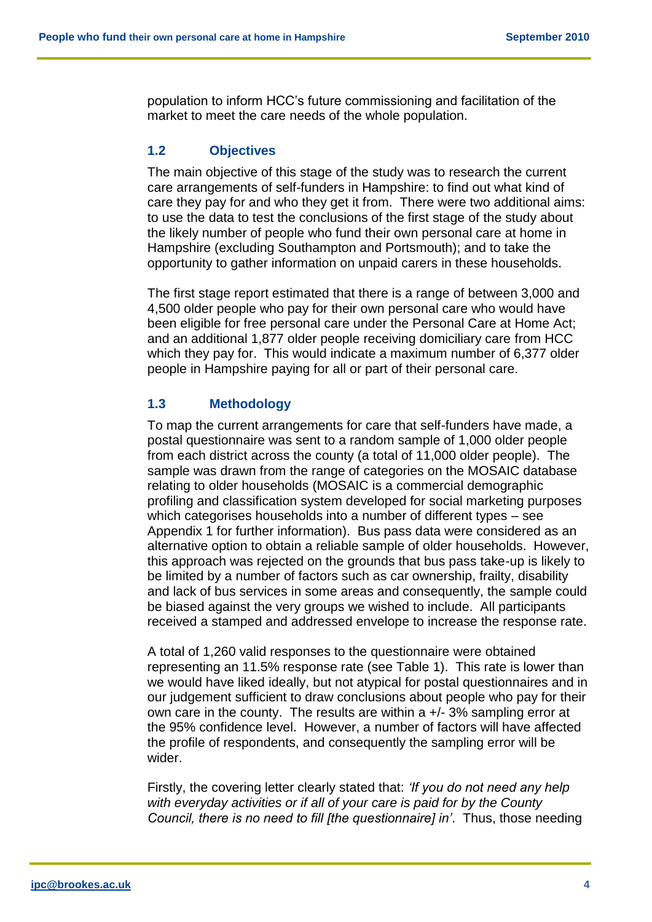population to inform HCC's future commissioning and facilitation of the market to meet the care needs of the whole population.

### 1.2 Objectives

The main objective of this stage of the study was to research the current care arrangements of self-funders in Hampshire: to find out what kind of care they pay for and who they get it from. There were two additional aims: to use the data to test the conclusions of the first stage of the study about the likely number of people who fund their own personal care at home in Hampshire (excluding Southampton and Portsmouth); and to take the opportunity to gather information on unpaid carers in these households.

The first stage report estimated that there is a range of between 3,000 and 4,500 older people who pay for their own personal care who would have been eligible for free personal care under the Personal Care at Home Act; and an additional 1,877 older people receiving domiciliary care from HCC which they pay for. This would indicate a maximum number of 6,377 older people in Hampshire paying for all or part of their personal care.

### 1.3 Methodology

To map the current arrangements for care that self-funders have made, a postal questionnaire was sent to a random sample of 1,000 older people from each district across the county (a total of 11,000 older people). The sample was drawn from the range of categories on the MOSAIC database relating to older households (MOSAIC is a commercial demographic profiling and classification system developed for social marketing purposes which categorises households into a number of different types – see Appendix 1 for further information). Bus pass data were considered as an alternative option to obtain a reliable sample of older households. However, this approach was rejected on the grounds that bus pass take-up is likely to be limited by a number of factors such as car ownership, frailty, disability and lack of bus services in some areas and consequently, the sample could be biased against the very groups we wished to include. All participants received a stamped and addressed envelope to increase the response rate.

A total of 1,260 valid responses to the questionnaire were obtained representing an 11.5% response rate (see Table 1). This rate is lower than we would have liked ideally, but not atypical for postal questionnaires and in our judgement sufficient to draw conclusions about people who pay for their own care in the county. The results are within a +/- 3% sampling error at the 95% confidence level. However, a number of factors will have affected the profile of respondents, and consequently the sampling error will be wider.

Firstly, the covering letter clearly stated that: *'If you do not need any help with everyday activities or if all of your care is paid for by the County Council, there is no need to fill [the questionnaire] in'*. Thus, those needing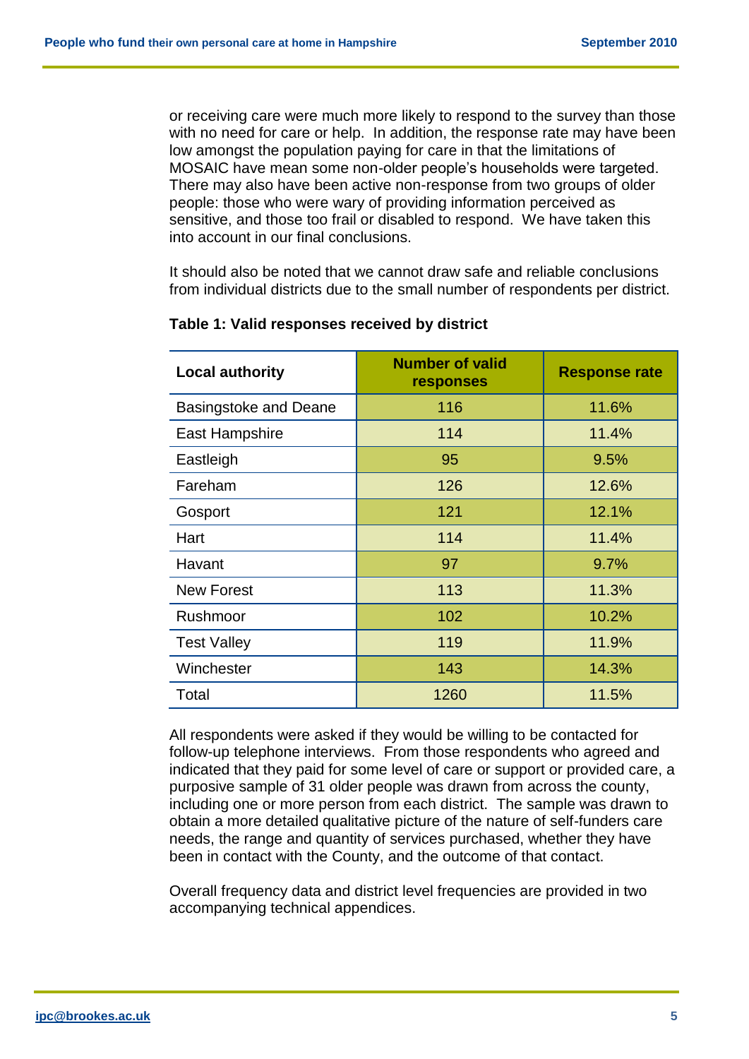or receiving care were much more likely to respond to the survey than those with no need for care or help. In addition, the response rate may have been low amongst the population paying for care in that the limitations of MOSAIC have mean some non-older people's households were targeted. There may also have been active non-response from two groups of older people: those who were wary of providing information perceived as sensitive, and those too frail or disabled to respond. We have taken this into account in our final conclusions.

It should also be noted that we cannot draw safe and reliable conclusions from individual districts due to the small number of respondents per district.

**Table 1: Valid responses received by district**

| Local authority | Number of valid responses | Response rate |
|---|---|---|
| Basingstoke and Deane | 116 | 11.6% |
| East Hampshire | 114 | 11.4% |
| Eastleigh | 95 | 9.5% |
| Fareham | 126 | 12.6% |
| Gosport | 121 | 12.1% |
| Hart | 114 | 11.4% |
| Havant | 97 | 9.7% |
| New Forest | 113 | 11.3% |
| Rushmoor | 102 | 10.2% |
| Test Valley | 119 | 11.9% |
| Winchester | 143 | 14.3% |
| Total | 1260 | 11.5% |

All respondents were asked if they would be willing to be contacted for follow-up telephone interviews. From those respondents who agreed and indicated that they paid for some level of care or support or provided care, a purposive sample of 31 older people was drawn from across the county, including one or more person from each district. The sample was drawn to obtain a more detailed qualitative picture of the nature of self-funders care needs, the range and quantity of services purchased, whether they have been in contact with the County, and the outcome of that contact.

Overall frequency data and district level frequencies are provided in two accompanying technical appendices.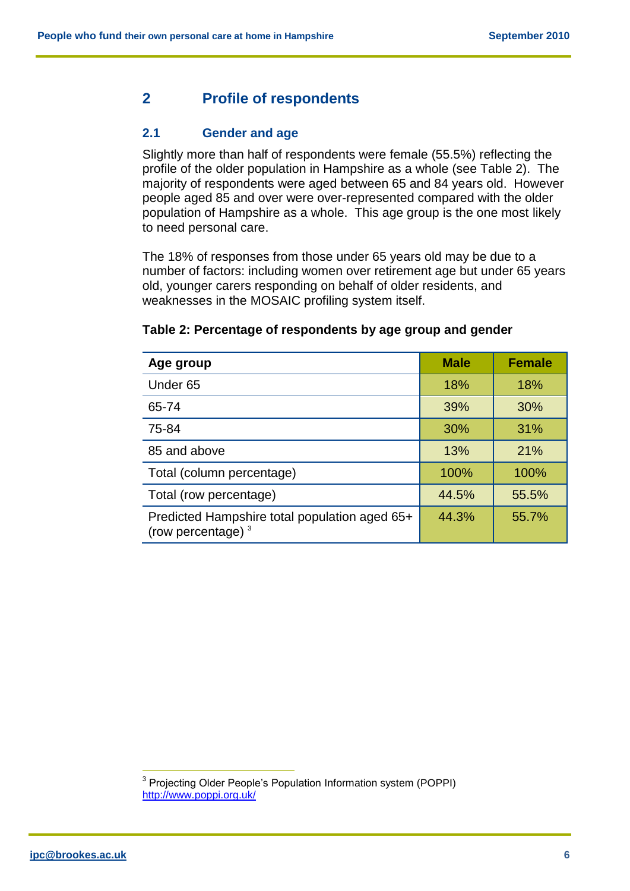## 2 Profile of respondents

### 2.1 Gender and age

Slightly more than half of respondents were female (55.5%) reflecting the profile of the older population in Hampshire as a whole (see Table 2). The majority of respondents were aged between 65 and 84 years old. However people aged 85 and over were over-represented compared with the older population of Hampshire as a whole. This age group is the one most likely to need personal care.

The 18% of responses from those under 65 years old may be due to a number of factors: including women over retirement age but under 65 years old, younger carers responding on behalf of older residents, and weaknesses in the MOSAIC profiling system itself.

**Table 2: Percentage of respondents by age group and gender**

| Age group | Male | Female |
|---|---|---|
| Under 65 | 18% | 18% |
| 65-74 | 39% | 30% |
| 75-84 | 30% | 31% |
| 85 and above | 13% | 21% |
| Total (column percentage) | 100% | 100% |
| Total (row percentage) | 44.5% | 55.5% |
| Predicted Hampshire total population aged 65+ (row percentage) [3] | 44.3% | 55.7% |

[3] Projecting Older People's Population Information system (POPPI) http://www.poppi.org.uk/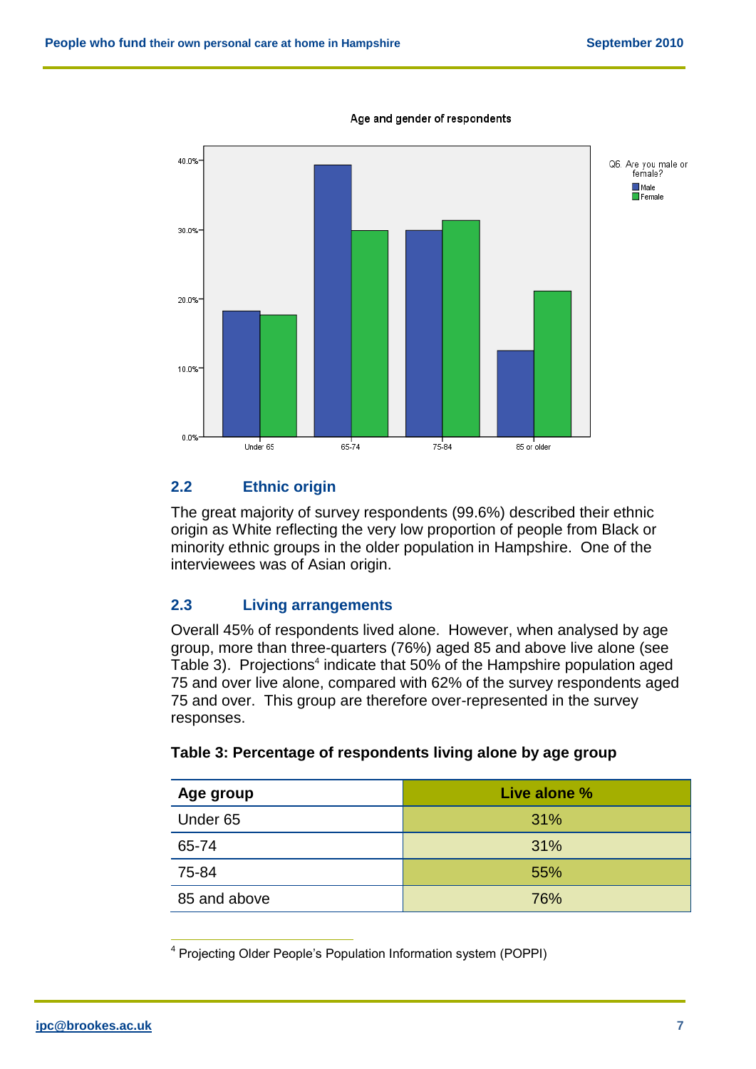Age and gender of respondents

## 2.2 Ethnic origin

The great majority of survey respondents (99.6%) described their ethnic origin as White reflecting the very low proportion of people from Black or minority ethnic groups in the older population in Hampshire. One of the interviewees was of Asian origin.

## 2.3 Living arrangements

Overall 45% of respondents lived alone. However, when analysed by age group, more than three-quarters (76%) aged 85 and above live alone (see Table 3). Projections[4] indicate that 50% of the Hampshire population aged 75 and over live alone, compared with 62% of the survey respondents aged 75 and over. This group are therefore over-represented in the survey responses.

**Table 3: Percentage of respondents living alone by age group**

| Age group | Live alone % |
|---|---|
| Under 65 | 31% |
| 65-74 | 31% |
| 75-84 | 55% |
| 85 and above | 76% |

[4] Projecting Older People's Population Information system (POPPI)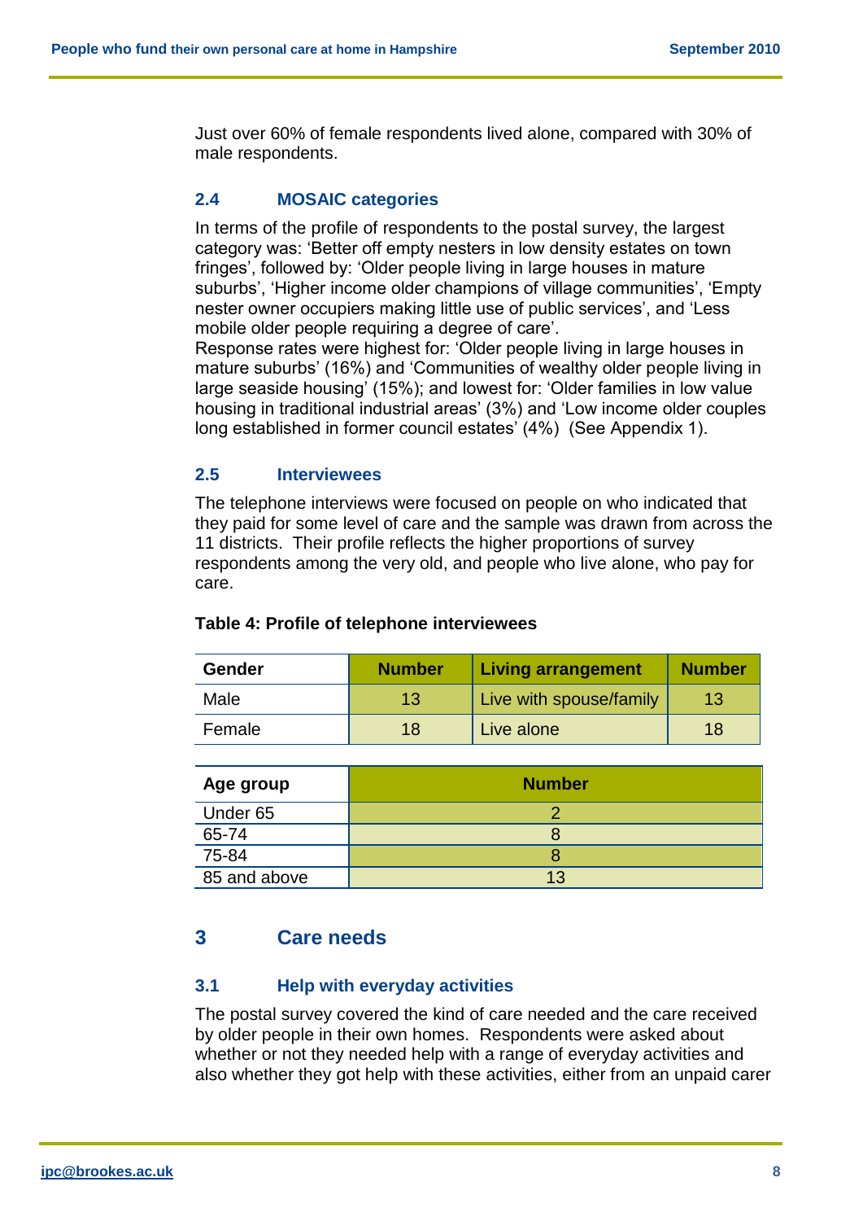Just over 60% of female respondents lived alone, compared with 30% of male respondents.

### 2.4 MOSAIC categories

In terms of the profile of respondents to the postal survey, the largest category was: 'Better off empty nesters in low density estates on town fringes', followed by: 'Older people living in large houses in mature suburbs', 'Higher income older champions of village communities', 'Empty nester owner occupiers making little use of public services', and 'Less mobile older people requiring a degree of care'.
Response rates were highest for: 'Older people living in large houses in mature suburbs' (16%) and 'Communities of wealthy older people living in large seaside housing' (15%); and lowest for: 'Older families in low value housing in traditional industrial areas' (3%) and 'Low income older couples long established in former council estates' (4%) (See Appendix 1).

### 2.5 Interviewees

The telephone interviews were focused on people on who indicated that they paid for some level of care and the sample was drawn from across the 11 districts. Their profile reflects the higher proportions of survey respondents among the very old, and people who live alone, who pay for care.

**Table 4: Profile of telephone interviewees**

| Gender | Number | Living arrangement | Number |
|---|---|---|---|
| Male | 13 | Live with spouse/family | 13 |
| Female | 18 | Live alone | 18 |

| Age group | Number |
|---|---|
| Under 65 | 2 |
| 65-74 | 8 |
| 75-84 | 8 |
| 85 and above | 13 |

## 3 Care needs

### 3.1 Help with everyday activities

The postal survey covered the kind of care needed and the care received by older people in their own homes. Respondents were asked about whether or not they needed help with a range of everyday activities and also whether they got help with these activities, either from an unpaid carer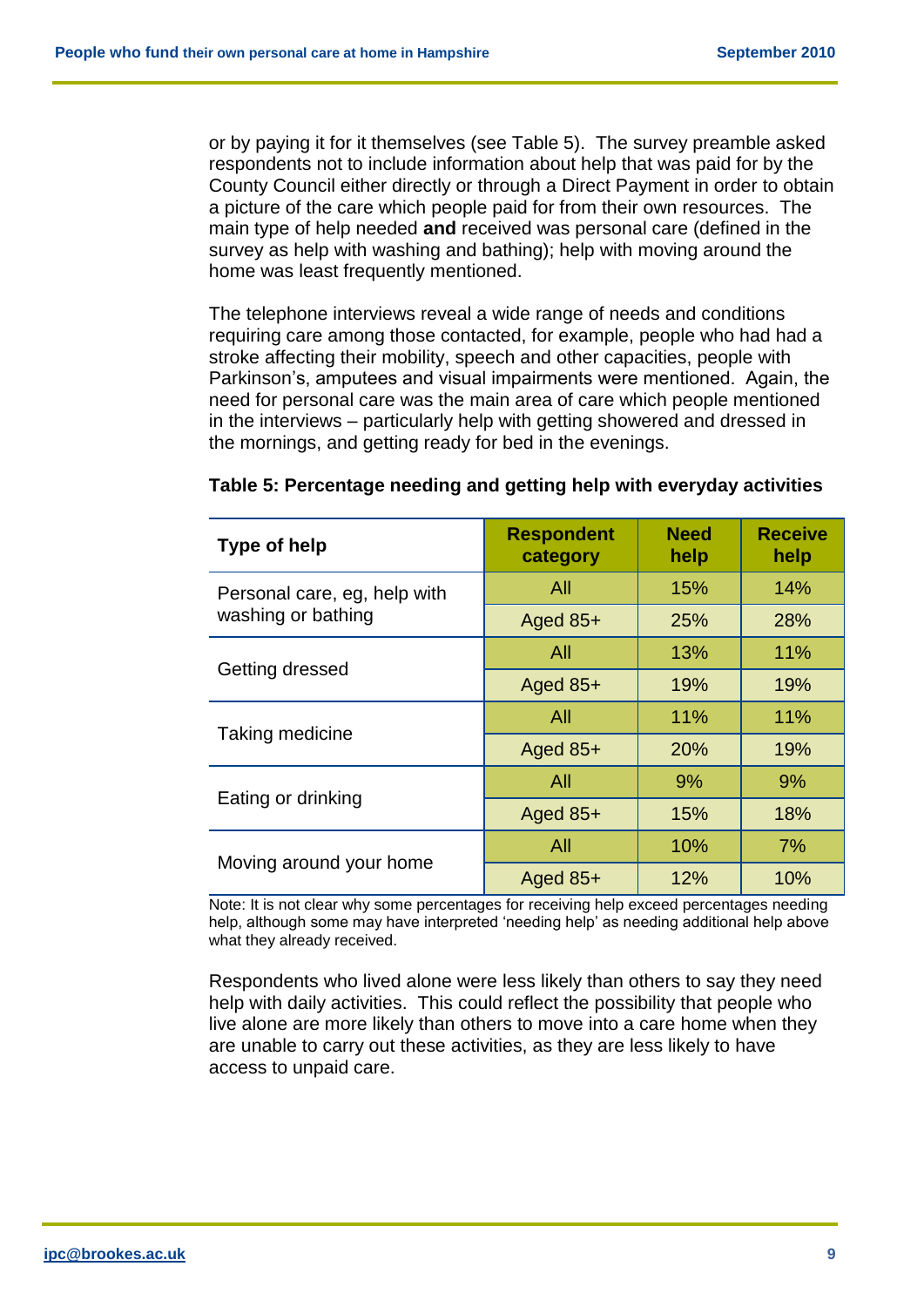or by paying it for it themselves (see Table 5). The survey preamble asked respondents not to include information about help that was paid for by the County Council either directly or through a Direct Payment in order to obtain a picture of the care which people paid for from their own resources. The main type of help needed **and** received was personal care (defined in the survey as help with washing and bathing); help with moving around the home was least frequently mentioned.

The telephone interviews reveal a wide range of needs and conditions requiring care among those contacted, for example, people who had had a stroke affecting their mobility, speech and other capacities, people with Parkinson's, amputees and visual impairments were mentioned. Again, the need for personal care was the main area of care which people mentioned in the interviews – particularly help with getting showered and dressed in the mornings, and getting ready for bed in the evenings.

**Table 5: Percentage needing and getting help with everyday activities**

| Type of help | Respondent category | Need help | Receive help |
|---|---|---|---|
| Personal care, eg, help with washing or bathing | All | 15% | 14% |
| | Aged 85+ | 25% | 28% |
| Getting dressed | All | 13% | 11% |
| | Aged 85+ | 19% | 19% |
| Taking medicine | All | 11% | 11% |
| | Aged 85+ | 20% | 19% |
| Eating or drinking | All | 9% | 9% |
| | Aged 85+ | 15% | 18% |
| Moving around your home | All | 10% | 7% |
| | Aged 85+ | 12% | 10% |

Note: It is not clear why some percentages for receiving help exceed percentages needing help, although some may have interpreted 'needing help' as needing additional help above what they already received.

Respondents who lived alone were less likely than others to say they need help with daily activities. This could reflect the possibility that people who live alone are more likely than others to move into a care home when they are unable to carry out these activities, as they are less likely to have access to unpaid care.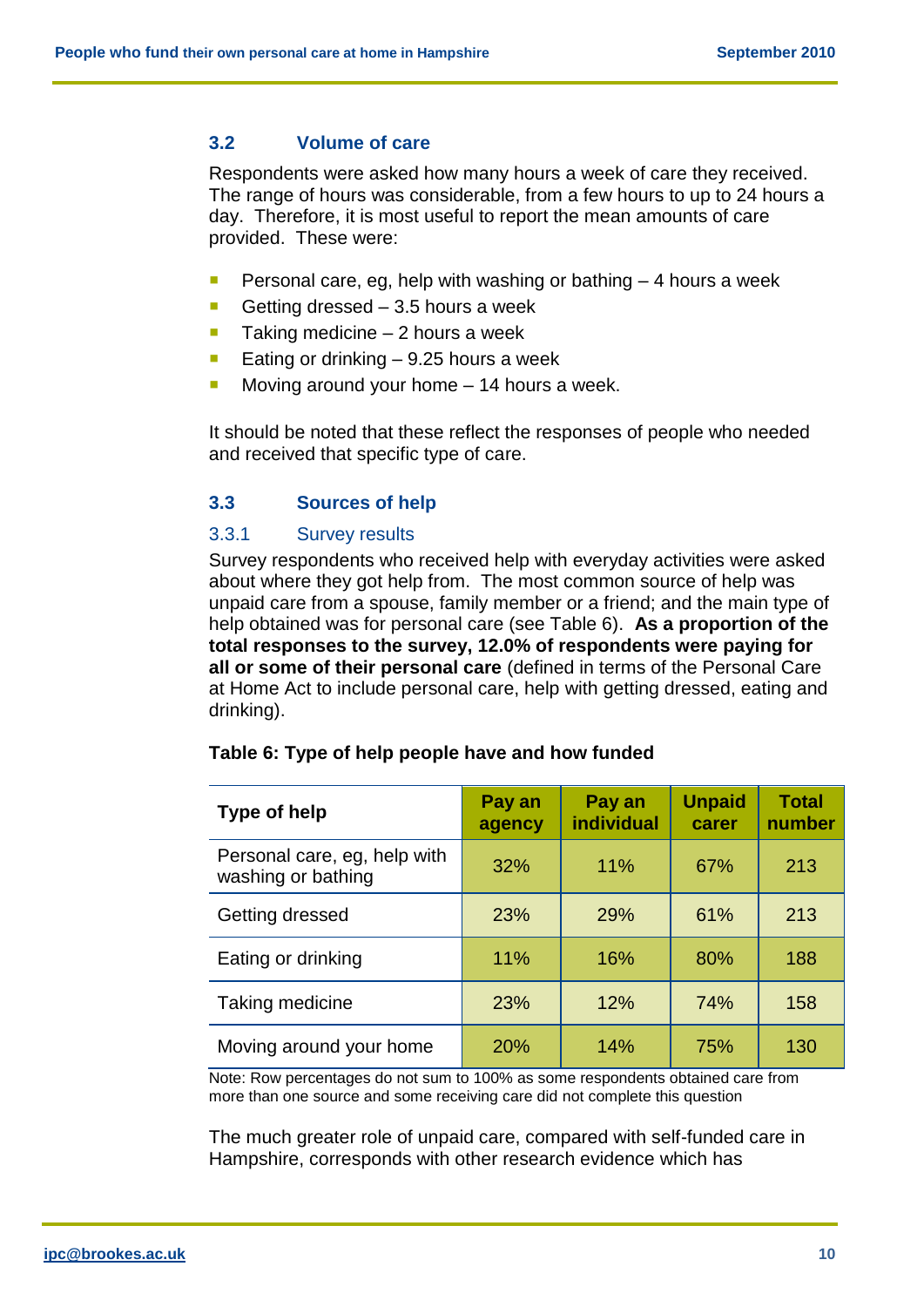## 3.2 Volume of care

Respondents were asked how many hours a week of care they received. The range of hours was considerable, from a few hours to up to 24 hours a day. Therefore, it is most useful to report the mean amounts of care provided. These were:

- Personal care, eg, help with washing or bathing – 4 hours a week
- Getting dressed – 3.5 hours a week
- Taking medicine – 2 hours a week
- Eating or drinking – 9.25 hours a week
- Moving around your home – 14 hours a week.

It should be noted that these reflect the responses of people who needed and received that specific type of care.

## 3.3 Sources of help

### 3.3.1 Survey results

Survey respondents who received help with everyday activities were asked about where they got help from. The most common source of help was unpaid care from a spouse, family member or a friend; and the main type of help obtained was for personal care (see Table 6). **As a proportion of the total responses to the survey, 12.0% of respondents were paying for all or some of their personal care** (defined in terms of the Personal Care at Home Act to include personal care, help with getting dressed, eating and drinking).

**Table 6: Type of help people have and how funded**

| Type of help | Pay an agency | Pay an individual | Unpaid carer | Total number |
|---|---|---|---|---|
| Personal care, eg, help with washing or bathing | 32% | 11% | 67% | 213 |
| Getting dressed | 23% | 29% | 61% | 213 |
| Eating or drinking | 11% | 16% | 80% | 188 |
| Taking medicine | 23% | 12% | 74% | 158 |
| Moving around your home | 20% | 14% | 75% | 130 |

Note: Row percentages do not sum to 100% as some respondents obtained care from more than one source and some receiving care did not complete this question

The much greater role of unpaid care, compared with self-funded care in Hampshire, corresponds with other research evidence which has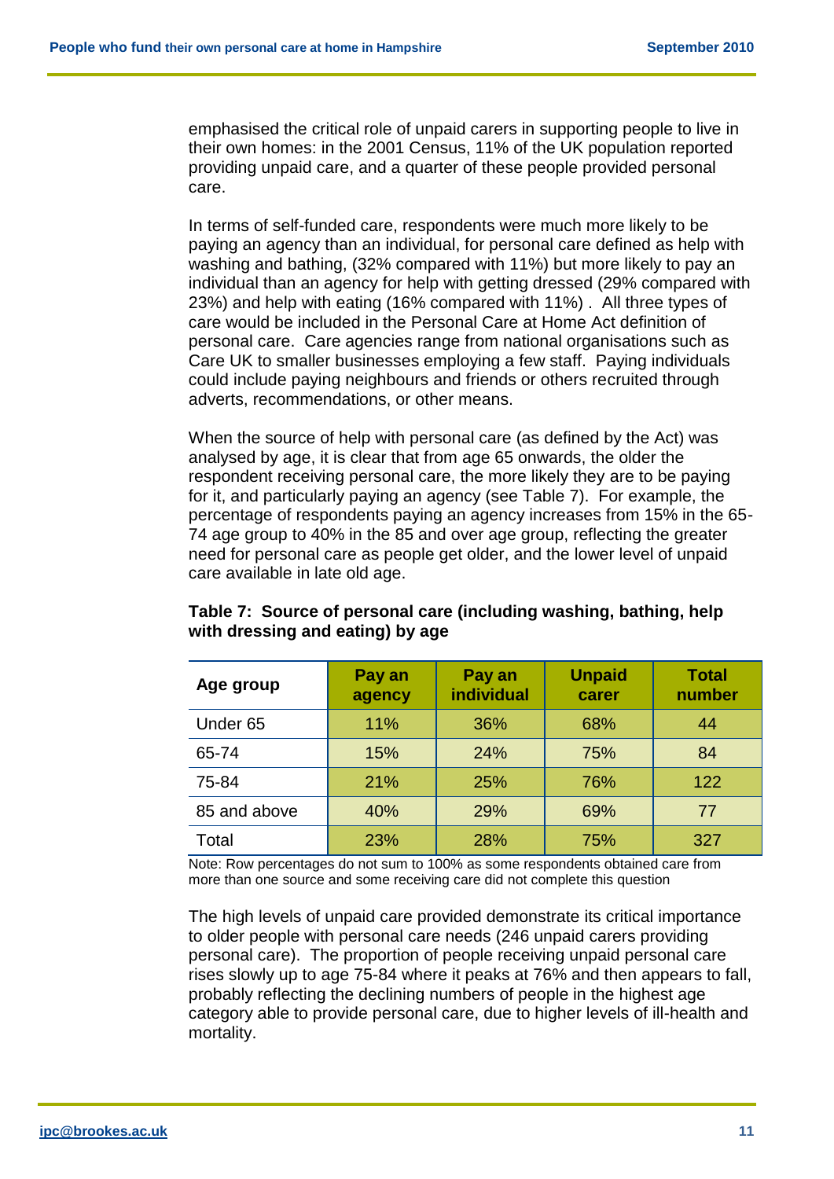emphasised the critical role of unpaid carers in supporting people to live in their own homes: in the 2001 Census, 11% of the UK population reported providing unpaid care, and a quarter of these people provided personal care.

In terms of self-funded care, respondents were much more likely to be paying an agency than an individual, for personal care defined as help with washing and bathing, (32% compared with 11%) but more likely to pay an individual than an agency for help with getting dressed (29% compared with 23%) and help with eating (16% compared with 11%) . All three types of care would be included in the Personal Care at Home Act definition of personal care. Care agencies range from national organisations such as Care UK to smaller businesses employing a few staff. Paying individuals could include paying neighbours and friends or others recruited through adverts, recommendations, or other means.

When the source of help with personal care (as defined by the Act) was analysed by age, it is clear that from age 65 onwards, the older the respondent receiving personal care, the more likely they are to be paying for it, and particularly paying an agency (see Table 7). For example, the percentage of respondents paying an agency increases from 15% in the 65-74 age group to 40% in the 85 and over age group, reflecting the greater need for personal care as people get older, and the lower level of unpaid care available in late old age.

**Table 7: Source of personal care (including washing, bathing, help with dressing and eating) by age**

| Age group | Pay an agency | Pay an individual | Unpaid carer | Total number |
|---|---|---|---|---|
| Under 65 | 11% | 36% | 68% | 44 |
| 65-74 | 15% | 24% | 75% | 84 |
| 75-84 | 21% | 25% | 76% | 122 |
| 85 and above | 40% | 29% | 69% | 77 |
| Total | 23% | 28% | 75% | 327 |

Note: Row percentages do not sum to 100% as some respondents obtained care from more than one source and some receiving care did not complete this question

The high levels of unpaid care provided demonstrate its critical importance to older people with personal care needs (246 unpaid carers providing personal care). The proportion of people receiving unpaid personal care rises slowly up to age 75-84 where it peaks at 76% and then appears to fall, probably reflecting the declining numbers of people in the highest age category able to provide personal care, due to higher levels of ill-health and mortality.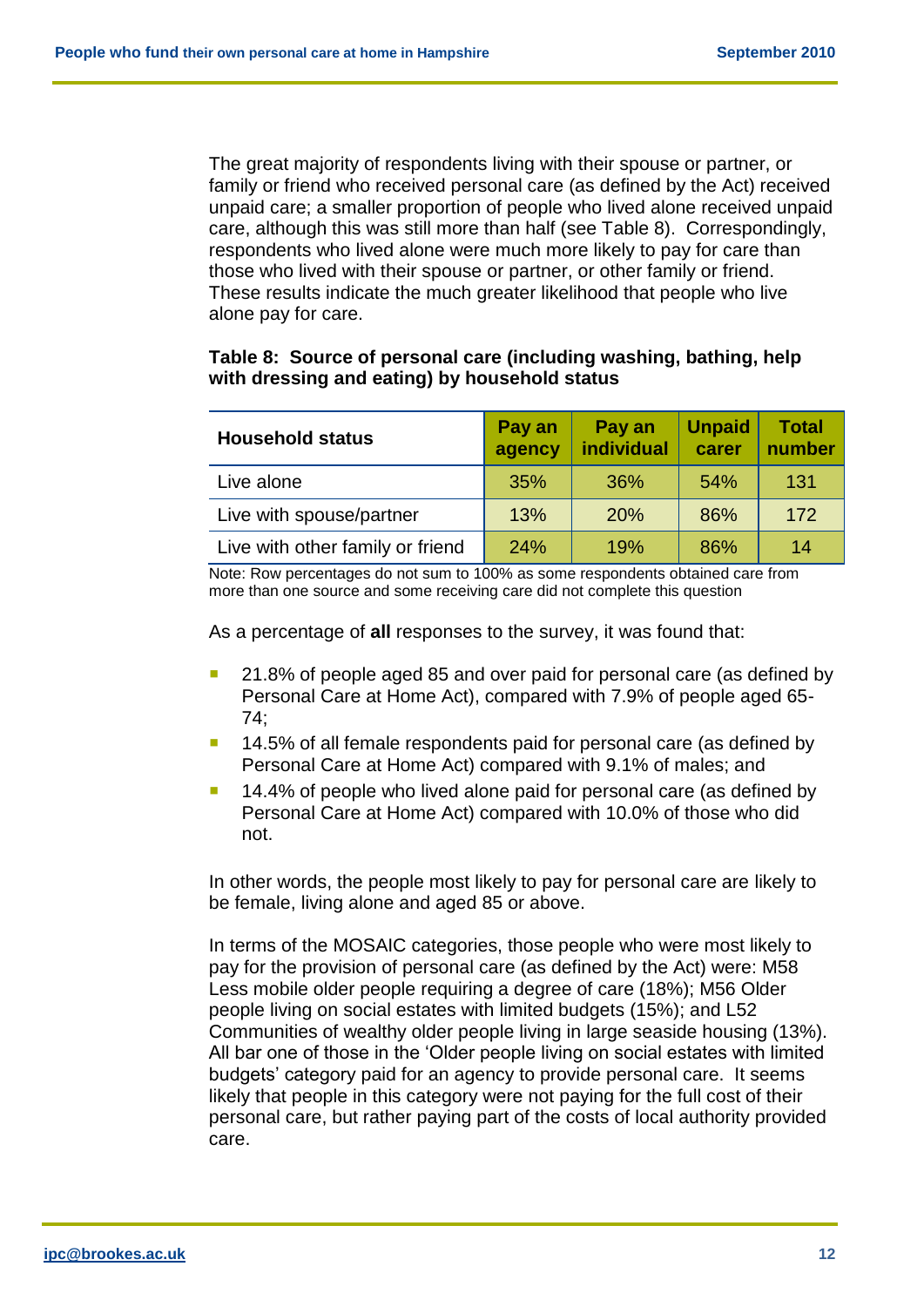The great majority of respondents living with their spouse or partner, or family or friend who received personal care (as defined by the Act) received unpaid care; a smaller proportion of people who lived alone received unpaid care, although this was still more than half (see Table 8). Correspondingly, respondents who lived alone were much more likely to pay for care than those who lived with their spouse or partner, or other family or friend. These results indicate the much greater likelihood that people who live alone pay for care.

**Table 8: Source of personal care (including washing, bathing, help with dressing and eating) by household status**

| Household status | Pay an agency | Pay an individual | Unpaid carer | Total number |
|---|---|---|---|---|
| Live alone | 35% | 36% | 54% | 131 |
| Live with spouse/partner | 13% | 20% | 86% | 172 |
| Live with other family or friend | 24% | 19% | 86% | 14 |

Note: Row percentages do not sum to 100% as some respondents obtained care from more than one source and some receiving care did not complete this question

As a percentage of **all** responses to the survey, it was found that:

- 21.8% of people aged 85 and over paid for personal care (as defined by Personal Care at Home Act), compared with 7.9% of people aged 65-74;
- 14.5% of all female respondents paid for personal care (as defined by Personal Care at Home Act) compared with 9.1% of males; and
- 14.4% of people who lived alone paid for personal care (as defined by Personal Care at Home Act) compared with 10.0% of those who did not.

In other words, the people most likely to pay for personal care are likely to be female, living alone and aged 85 or above.

In terms of the MOSAIC categories, those people who were most likely to pay for the provision of personal care (as defined by the Act) were: M58 Less mobile older people requiring a degree of care (18%); M56 Older people living on social estates with limited budgets (15%); and L52 Communities of wealthy older people living in large seaside housing (13%). All bar one of those in the 'Older people living on social estates with limited budgets' category paid for an agency to provide personal care. It seems likely that people in this category were not paying for the full cost of their personal care, but rather paying part of the costs of local authority provided care.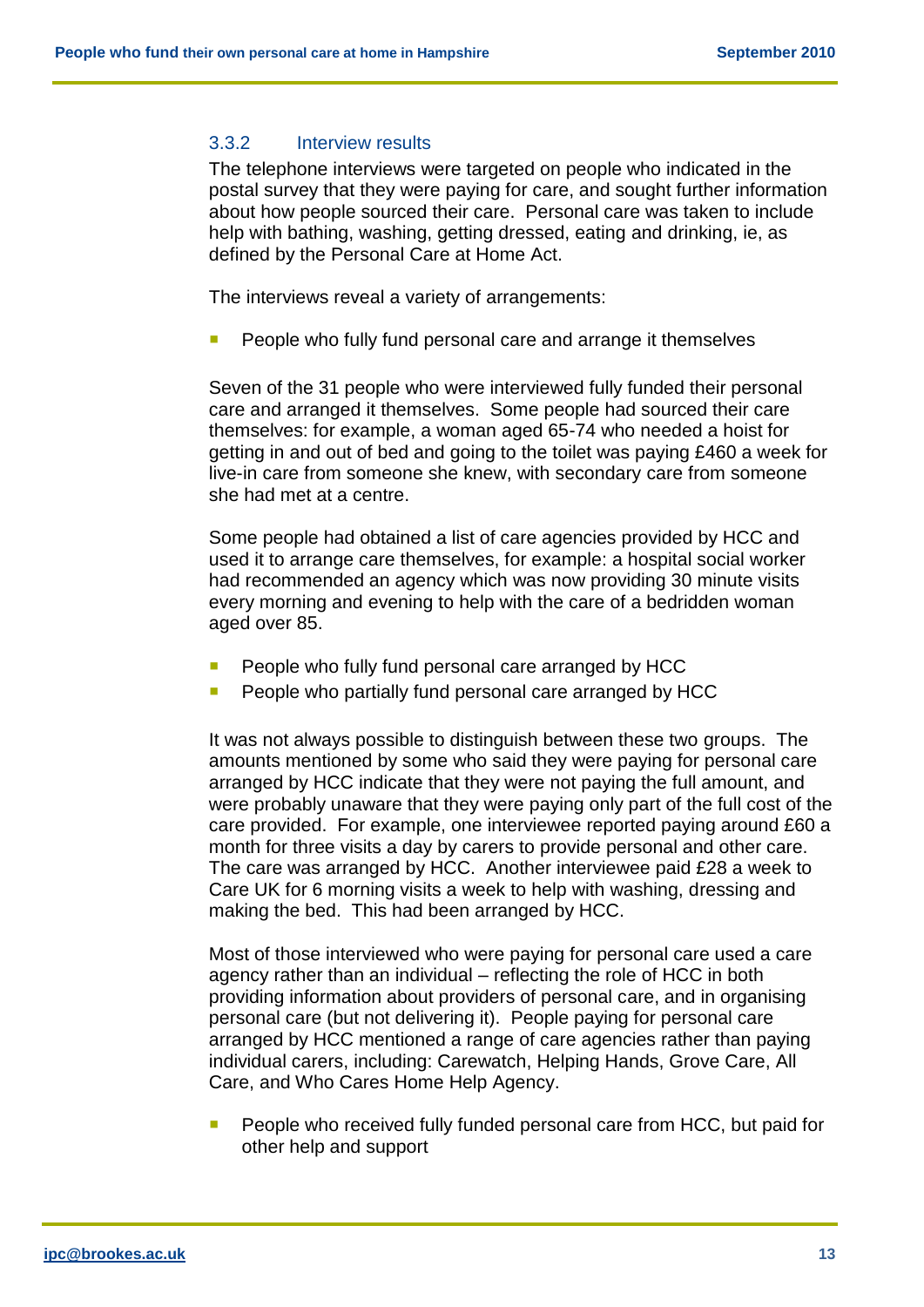### 3.3.2 Interview results

The telephone interviews were targeted on people who indicated in the postal survey that they were paying for care, and sought further information about how people sourced their care. Personal care was taken to include help with bathing, washing, getting dressed, eating and drinking, ie, as defined by the Personal Care at Home Act.

The interviews reveal a variety of arrangements:

- People who fully fund personal care and arrange it themselves

Seven of the 31 people who were interviewed fully funded their personal care and arranged it themselves. Some people had sourced their care themselves: for example, a woman aged 65-74 who needed a hoist for getting in and out of bed and going to the toilet was paying £460 a week for live-in care from someone she knew, with secondary care from someone she had met at a centre.

Some people had obtained a list of care agencies provided by HCC and used it to arrange care themselves, for example: a hospital social worker had recommended an agency which was now providing 30 minute visits every morning and evening to help with the care of a bedridden woman aged over 85.

- People who fully fund personal care arranged by HCC
- People who partially fund personal care arranged by HCC

It was not always possible to distinguish between these two groups. The amounts mentioned by some who said they were paying for personal care arranged by HCC indicate that they were not paying the full amount, and were probably unaware that they were paying only part of the full cost of the care provided. For example, one interviewee reported paying around £60 a month for three visits a day by carers to provide personal and other care. The care was arranged by HCC. Another interviewee paid £28 a week to Care UK for 6 morning visits a week to help with washing, dressing and making the bed. This had been arranged by HCC.

Most of those interviewed who were paying for personal care used a care agency rather than an individual – reflecting the role of HCC in both providing information about providers of personal care, and in organising personal care (but not delivering it). People paying for personal care arranged by HCC mentioned a range of care agencies rather than paying individual carers, including: Carewatch, Helping Hands, Grove Care, All Care, and Who Cares Home Help Agency.

- People who received fully funded personal care from HCC, but paid for other help and support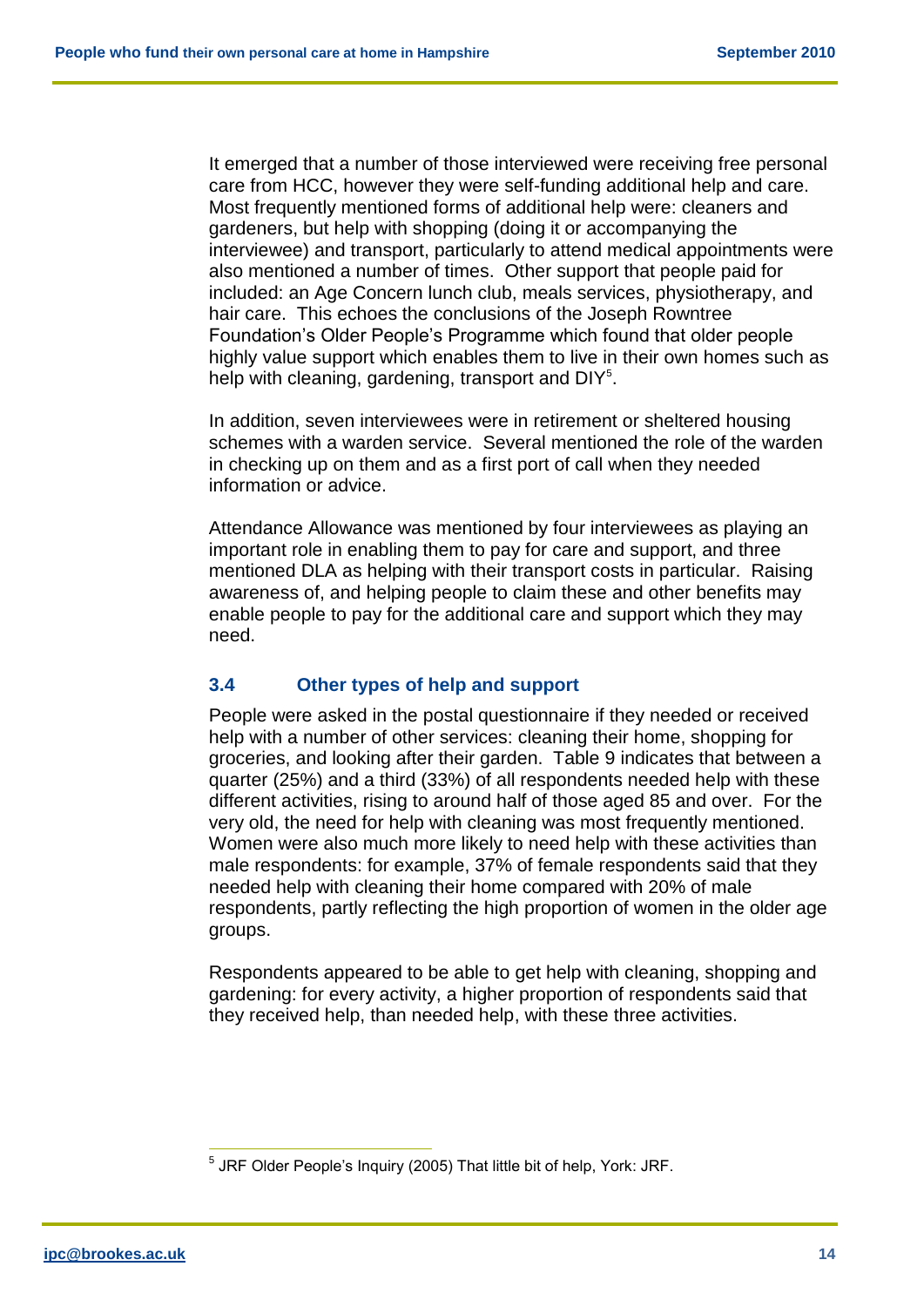It emerged that a number of those interviewed were receiving free personal care from HCC, however they were self-funding additional help and care. Most frequently mentioned forms of additional help were: cleaners and gardeners, but help with shopping (doing it or accompanying the interviewee) and transport, particularly to attend medical appointments were also mentioned a number of times. Other support that people paid for included: an Age Concern lunch club, meals services, physiotherapy, and hair care. This echoes the conclusions of the Joseph Rowntree Foundation's Older People's Programme which found that older people highly value support which enables them to live in their own homes such as help with cleaning, gardening, transport and DIY[5].

In addition, seven interviewees were in retirement or sheltered housing schemes with a warden service. Several mentioned the role of the warden in checking up on them and as a first port of call when they needed information or advice.

Attendance Allowance was mentioned by four interviewees as playing an important role in enabling them to pay for care and support, and three mentioned DLA as helping with their transport costs in particular. Raising awareness of, and helping people to claim these and other benefits may enable people to pay for the additional care and support which they may need.

### 3.4 Other types of help and support

People were asked in the postal questionnaire if they needed or received help with a number of other services: cleaning their home, shopping for groceries, and looking after their garden. Table 9 indicates that between a quarter (25%) and a third (33%) of all respondents needed help with these different activities, rising to around half of those aged 85 and over. For the very old, the need for help with cleaning was most frequently mentioned. Women were also much more likely to need help with these activities than male respondents: for example, 37% of female respondents said that they needed help with cleaning their home compared with 20% of male respondents, partly reflecting the high proportion of women in the older age groups.

Respondents appeared to be able to get help with cleaning, shopping and gardening: for every activity, a higher proportion of respondents said that they received help, than needed help, with these three activities.

---

[5] JRF Older People's Inquiry (2005) That little bit of help, York: JRF.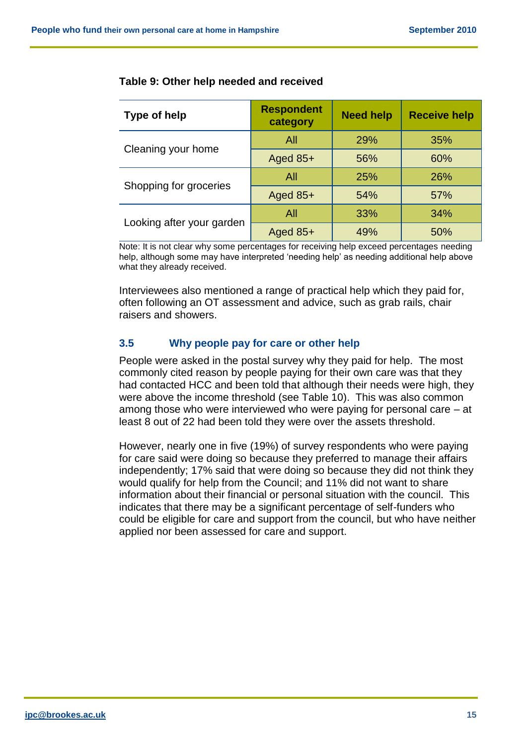**Table 9: Other help needed and received**

| Type of help | Respondent category | Need help | Receive help |
|---|---|---|---|
| Cleaning your home | All | 29% | 35% |
| | Aged 85+ | 56% | 60% |
| Shopping for groceries | All | 25% | 26% |
| | Aged 85+ | 54% | 57% |
| Looking after your garden | All | 33% | 34% |
| | Aged 85+ | 49% | 50% |

Note: It is not clear why some percentages for receiving help exceed percentages needing help, although some may have interpreted 'needing help' as needing additional help above what they already received.

Interviewees also mentioned a range of practical help which they paid for, often following an OT assessment and advice, such as grab rails, chair raisers and showers.

### 3.5 Why people pay for care or other help

People were asked in the postal survey why they paid for help. The most commonly cited reason by people paying for their own care was that they had contacted HCC and been told that although their needs were high, they were above the income threshold (see Table 10). This was also common among those who were interviewed who were paying for personal care – at least 8 out of 22 had been told they were over the assets threshold.

However, nearly one in five (19%) of survey respondents who were paying for care said were doing so because they preferred to manage their affairs independently; 17% said that were doing so because they did not think they would qualify for help from the Council; and 11% did not want to share information about their financial or personal situation with the council. This indicates that there may be a significant percentage of self-funders who could be eligible for care and support from the council, but who have neither applied nor been assessed for care and support.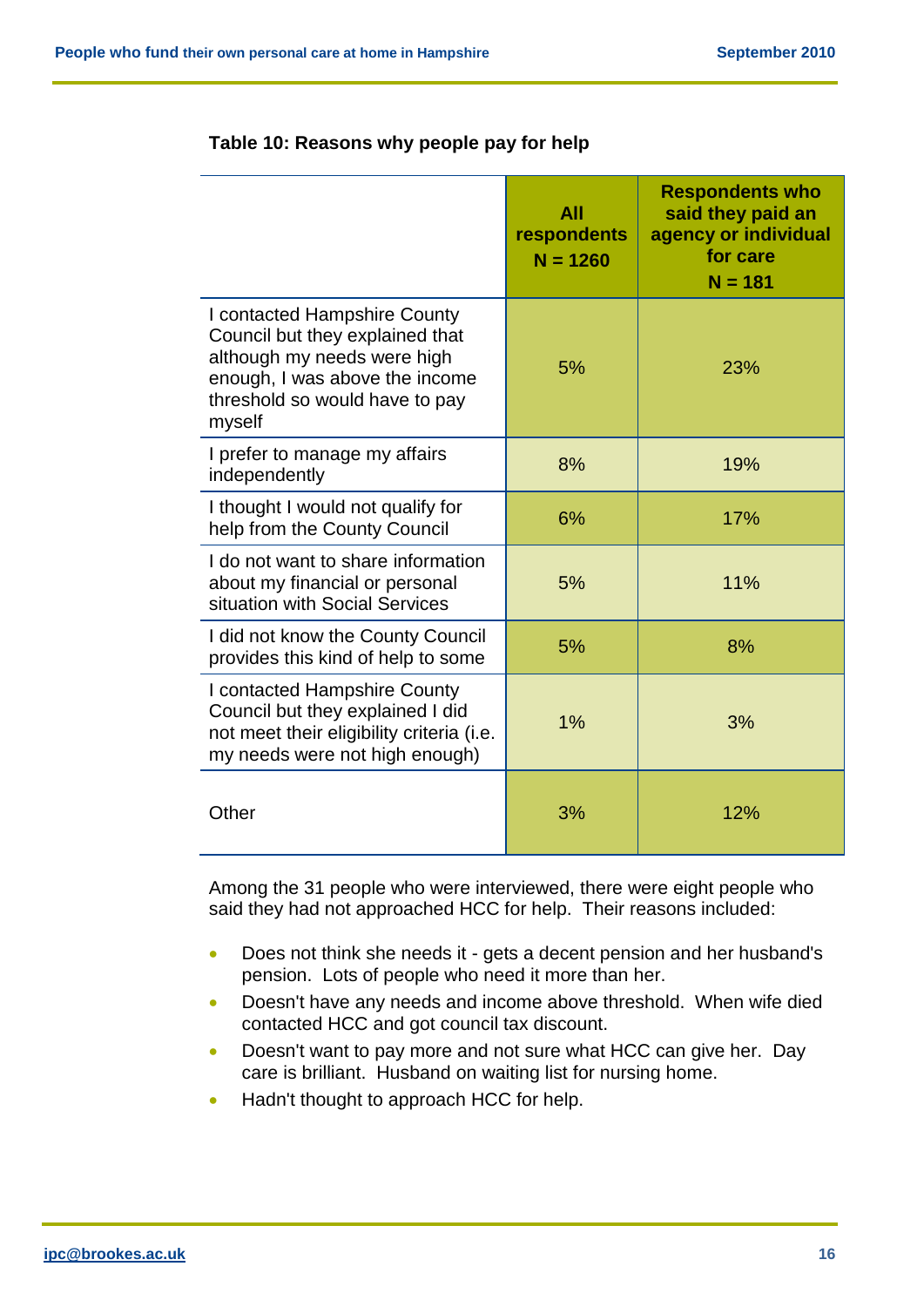**Table 10: Reasons why people pay for help**

| | All respondents N = 1260 | Respondents who said they paid an agency or individual for care N = 181 |
|---|---|---|
| I contacted Hampshire County Council but they explained that although my needs were high enough, I was above the income threshold so would have to pay myself | 5% | 23% |
| I prefer to manage my affairs independently | 8% | 19% |
| I thought I would not qualify for help from the County Council | 6% | 17% |
| I do not want to share information about my financial or personal situation with Social Services | 5% | 11% |
| I did not know the County Council provides this kind of help to some | 5% | 8% |
| I contacted Hampshire County Council but they explained I did not meet their eligibility criteria (i.e. my needs were not high enough) | 1% | 3% |
| Other | 3% | 12% |

Among the 31 people who were interviewed, there were eight people who said they had not approached HCC for help. Their reasons included:

- Does not think she needs it - gets a decent pension and her husband's pension. Lots of people who need it more than her.
- Doesn't have any needs and income above threshold. When wife died contacted HCC and got council tax discount.
- Doesn't want to pay more and not sure what HCC can give her. Day care is brilliant. Husband on waiting list for nursing home.
- Hadn't thought to approach HCC for help.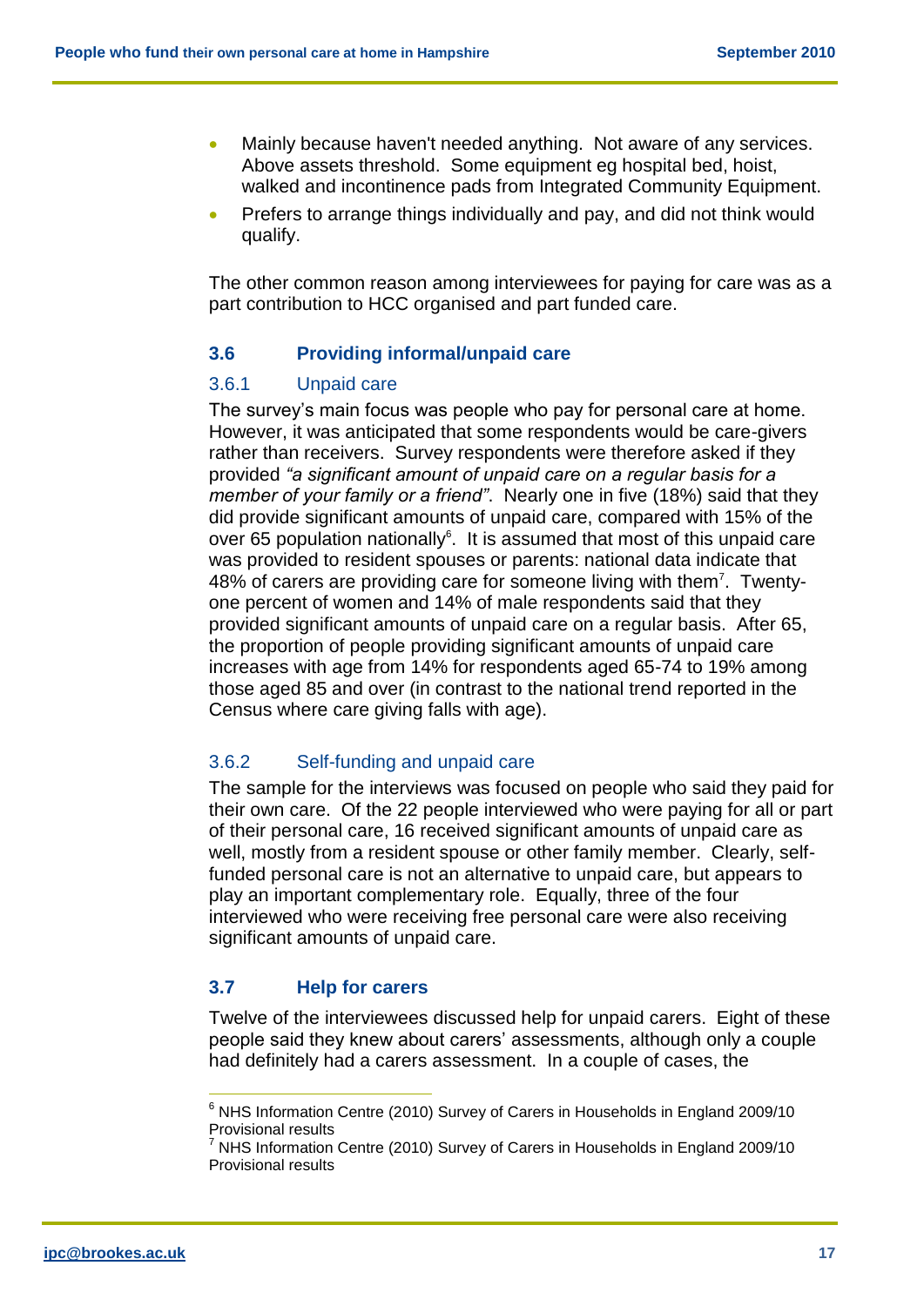- Mainly because haven't needed anything. Not aware of any services. Above assets threshold. Some equipment eg hospital bed, hoist, walked and incontinence pads from Integrated Community Equipment.
- Prefers to arrange things individually and pay, and did not think would qualify.

The other common reason among interviewees for paying for care was as a part contribution to HCC organised and part funded care.

## 3.6 Providing informal/unpaid care

### 3.6.1 Unpaid care

The survey's main focus was people who pay for personal care at home. However, it was anticipated that some respondents would be care-givers rather than receivers. Survey respondents were therefore asked if they provided *"a significant amount of unpaid care on a regular basis for a member of your family or a friend"*. Nearly one in five (18%) said that they did provide significant amounts of unpaid care, compared with 15% of the over 65 population nationally[6]. It is assumed that most of this unpaid care was provided to resident spouses or parents: national data indicate that 48% of carers are providing care for someone living with them[7]. Twenty-one percent of women and 14% of male respondents said that they provided significant amounts of unpaid care on a regular basis. After 65, the proportion of people providing significant amounts of unpaid care increases with age from 14% for respondents aged 65-74 to 19% among those aged 85 and over (in contrast to the national trend reported in the Census where care giving falls with age).

### 3.6.2 Self-funding and unpaid care

The sample for the interviews was focused on people who said they paid for their own care. Of the 22 people interviewed who were paying for all or part of their personal care, 16 received significant amounts of unpaid care as well, mostly from a resident spouse or other family member. Clearly, self-funded personal care is not an alternative to unpaid care, but appears to play an important complementary role. Equally, three of the four interviewed who were receiving free personal care were also receiving significant amounts of unpaid care.

## 3.7 Help for carers

Twelve of the interviewees discussed help for unpaid carers. Eight of these people said they knew about carers' assessments, although only a couple had definitely had a carers assessment. In a couple of cases, the

---

[6] NHS Information Centre (2010) Survey of Carers in Households in England 2009/10 Provisional results

[7] NHS Information Centre (2010) Survey of Carers in Households in England 2009/10 Provisional results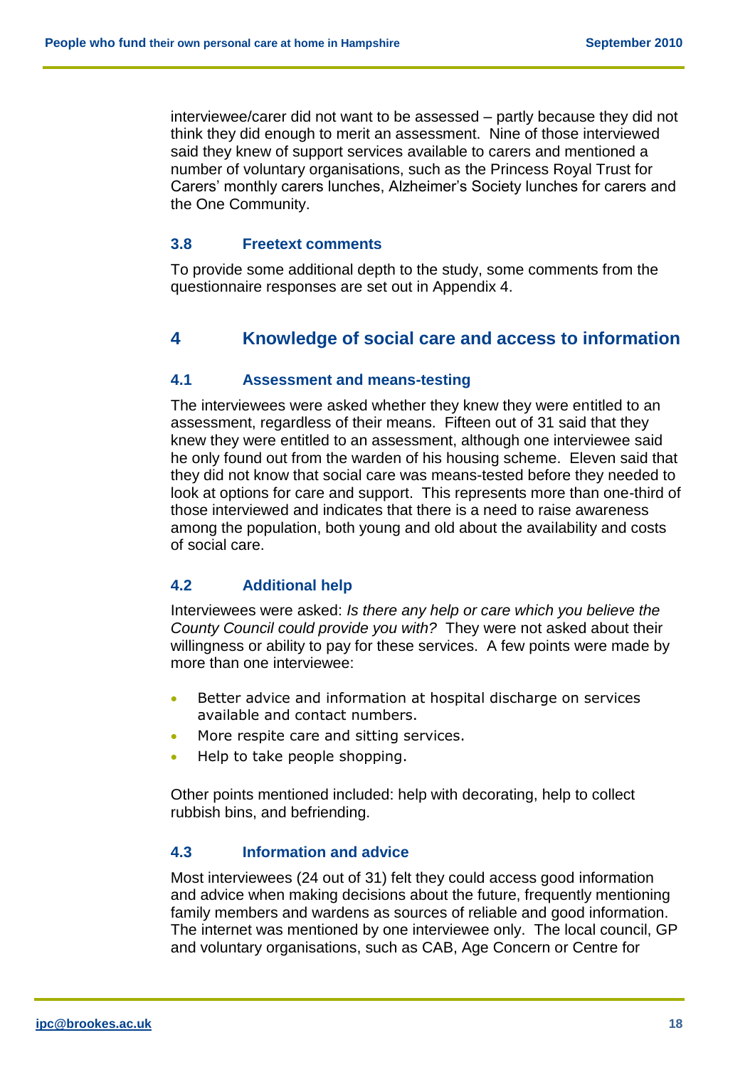interviewee/carer did not want to be assessed – partly because they did not think they did enough to merit an assessment. Nine of those interviewed said they knew of support services available to carers and mentioned a number of voluntary organisations, such as the Princess Royal Trust for Carers' monthly carers lunches, Alzheimer's Society lunches for carers and the One Community.

### 3.8 Freetext comments

To provide some additional depth to the study, some comments from the questionnaire responses are set out in Appendix 4.

## 4 Knowledge of social care and access to information

### 4.1 Assessment and means-testing

The interviewees were asked whether they knew they were entitled to an assessment, regardless of their means. Fifteen out of 31 said that they knew they were entitled to an assessment, although one interviewee said he only found out from the warden of his housing scheme. Eleven said that they did not know that social care was means-tested before they needed to look at options for care and support. This represents more than one-third of those interviewed and indicates that there is a need to raise awareness among the population, both young and old about the availability and costs of social care.

### 4.2 Additional help

Interviewees were asked: *Is there any help or care which you believe the County Council could provide you with?* They were not asked about their willingness or ability to pay for these services. A few points were made by more than one interviewee:

- Better advice and information at hospital discharge on services available and contact numbers.
- More respite care and sitting services.
- Help to take people shopping.

Other points mentioned included: help with decorating, help to collect rubbish bins, and befriending.

### 4.3 Information and advice

Most interviewees (24 out of 31) felt they could access good information and advice when making decisions about the future, frequently mentioning family members and wardens as sources of reliable and good information. The internet was mentioned by one interviewee only. The local council, GP and voluntary organisations, such as CAB, Age Concern or Centre for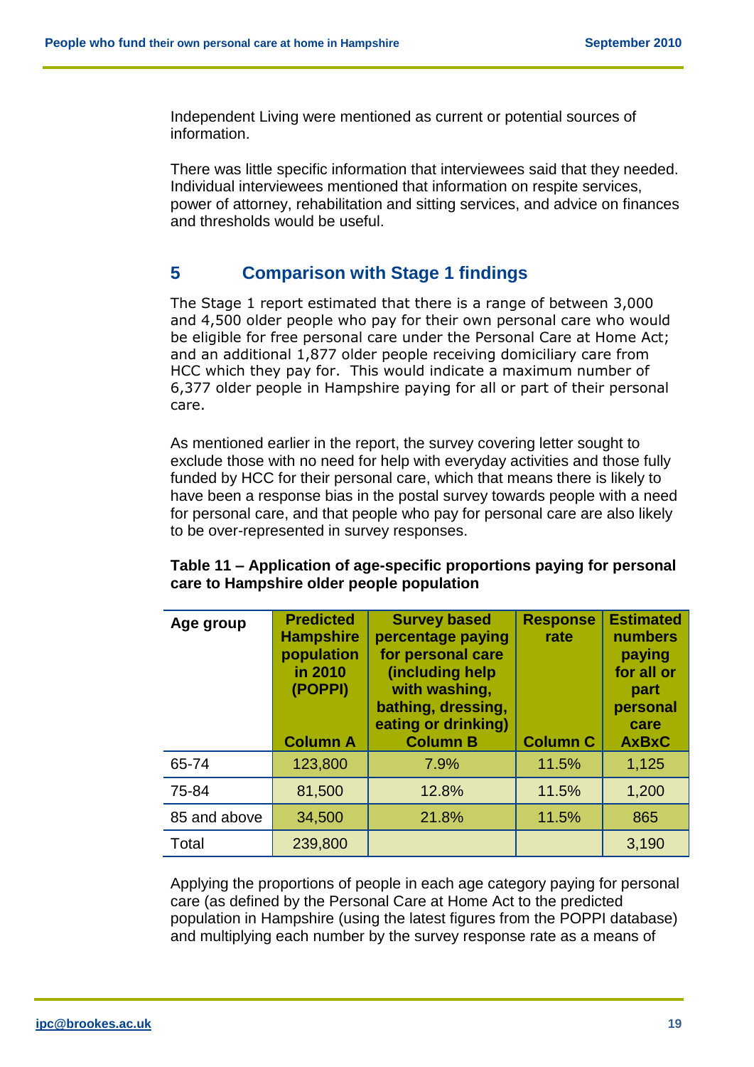Independent Living were mentioned as current or potential sources of information.

There was little specific information that interviewees said that they needed. Individual interviewees mentioned that information on respite services, power of attorney, rehabilitation and sitting services, and advice on finances and thresholds would be useful.

## 5 Comparison with Stage 1 findings

The Stage 1 report estimated that there is a range of between 3,000 and 4,500 older people who pay for their own personal care who would be eligible for free personal care under the Personal Care at Home Act; and an additional 1,877 older people receiving domiciliary care from HCC which they pay for. This would indicate a maximum number of 6,377 older people in Hampshire paying for all or part of their personal care.

As mentioned earlier in the report, the survey covering letter sought to exclude those with no need for help with everyday activities and those fully funded by HCC for their personal care, which that means there is likely to have been a response bias in the postal survey towards people with a need for personal care, and that people who pay for personal care are also likely to be over-represented in survey responses.

**Table 11 – Application of age-specific proportions paying for personal care to Hampshire older people population**

| Age group | Predicted Hampshire population in 2010 (POPPI) Column A | Survey based percentage paying for personal care (including help with washing, bathing, dressing, eating or drinking) Column B | Response rate Column C | Estimated numbers paying for all or part personal care AxBxC |
|---|---|---|---|---|
| 65-74 | 123,800 | 7.9% | 11.5% | 1,125 |
| 75-84 | 81,500 | 12.8% | 11.5% | 1,200 |
| 85 and above | 34,500 | 21.8% | 11.5% | 865 |
| Total | 239,800 | | | 3,190 |

Applying the proportions of people in each age category paying for personal care (as defined by the Personal Care at Home Act to the predicted population in Hampshire (using the latest figures from the POPPI database) and multiplying each number by the survey response rate as a means of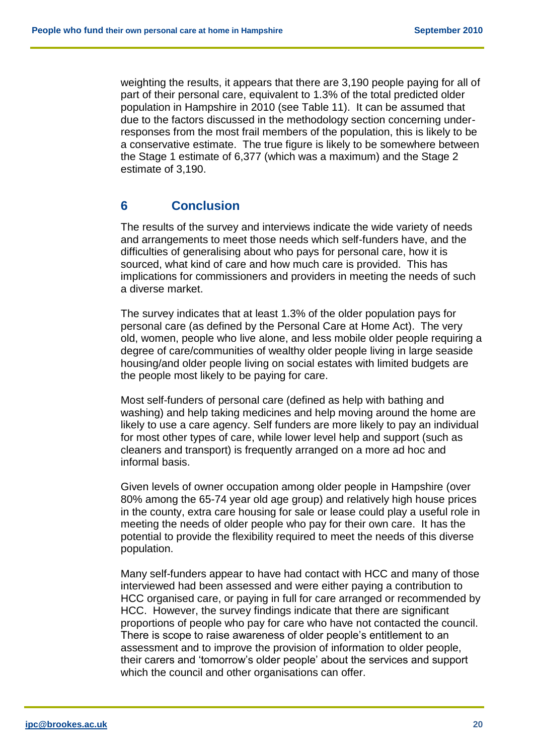weighting the results, it appears that there are 3,190 people paying for all of part of their personal care, equivalent to 1.3% of the total predicted older population in Hampshire in 2010 (see Table 11). It can be assumed that due to the factors discussed in the methodology section concerning under-responses from the most frail members of the population, this is likely to be a conservative estimate. The true figure is likely to be somewhere between the Stage 1 estimate of 6,377 (which was a maximum) and the Stage 2 estimate of 3,190.

## 6 Conclusion

The results of the survey and interviews indicate the wide variety of needs and arrangements to meet those needs which self-funders have, and the difficulties of generalising about who pays for personal care, how it is sourced, what kind of care and how much care is provided. This has implications for commissioners and providers in meeting the needs of such a diverse market.

The survey indicates that at least 1.3% of the older population pays for personal care (as defined by the Personal Care at Home Act). The very old, women, people who live alone, and less mobile older people requiring a degree of care/communities of wealthy older people living in large seaside housing/and older people living on social estates with limited budgets are the people most likely to be paying for care.

Most self-funders of personal care (defined as help with bathing and washing) and help taking medicines and help moving around the home are likely to use a care agency. Self funders are more likely to pay an individual for most other types of care, while lower level help and support (such as cleaners and transport) is frequently arranged on a more ad hoc and informal basis.

Given levels of owner occupation among older people in Hampshire (over 80% among the 65-74 year old age group) and relatively high house prices in the county, extra care housing for sale or lease could play a useful role in meeting the needs of older people who pay for their own care. It has the potential to provide the flexibility required to meet the needs of this diverse population.

Many self-funders appear to have had contact with HCC and many of those interviewed had been assessed and were either paying a contribution to HCC organised care, or paying in full for care arranged or recommended by HCC. However, the survey findings indicate that there are significant proportions of people who pay for care who have not contacted the council. There is scope to raise awareness of older people's entitlement to an assessment and to improve the provision of information to older people, their carers and 'tomorrow's older people' about the services and support which the council and other organisations can offer.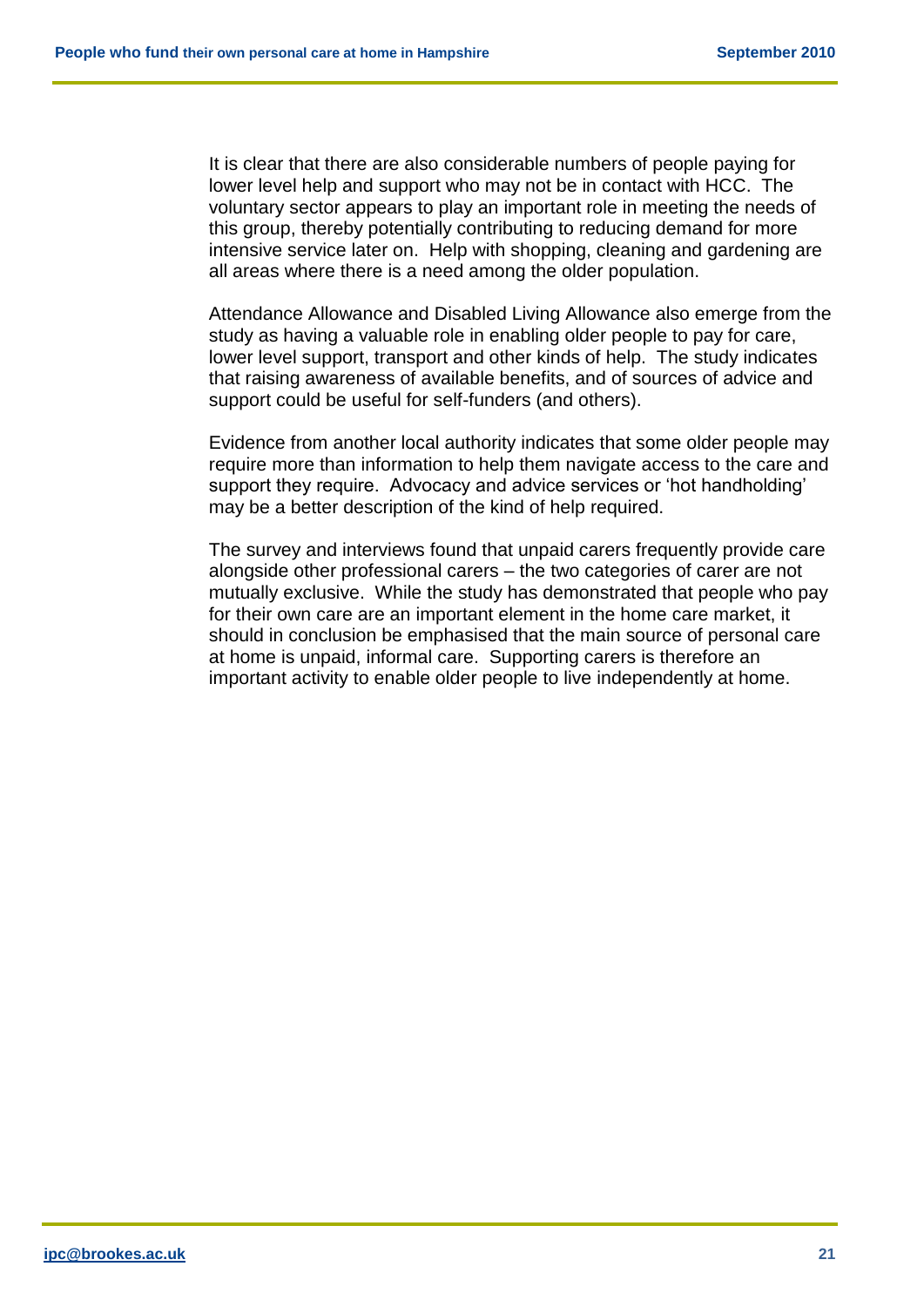It is clear that there are also considerable numbers of people paying for lower level help and support who may not be in contact with HCC. The voluntary sector appears to play an important role in meeting the needs of this group, thereby potentially contributing to reducing demand for more intensive service later on. Help with shopping, cleaning and gardening are all areas where there is a need among the older population.

Attendance Allowance and Disabled Living Allowance also emerge from the study as having a valuable role in enabling older people to pay for care, lower level support, transport and other kinds of help. The study indicates that raising awareness of available benefits, and of sources of advice and support could be useful for self-funders (and others).

Evidence from another local authority indicates that some older people may require more than information to help them navigate access to the care and support they require. Advocacy and advice services or 'hot handholding' may be a better description of the kind of help required.

The survey and interviews found that unpaid carers frequently provide care alongside other professional carers – the two categories of carer are not mutually exclusive. While the study has demonstrated that people who pay for their own care are an important element in the home care market, it should in conclusion be emphasised that the main source of personal care at home is unpaid, informal care. Supporting carers is therefore an important activity to enable older people to live independently at home.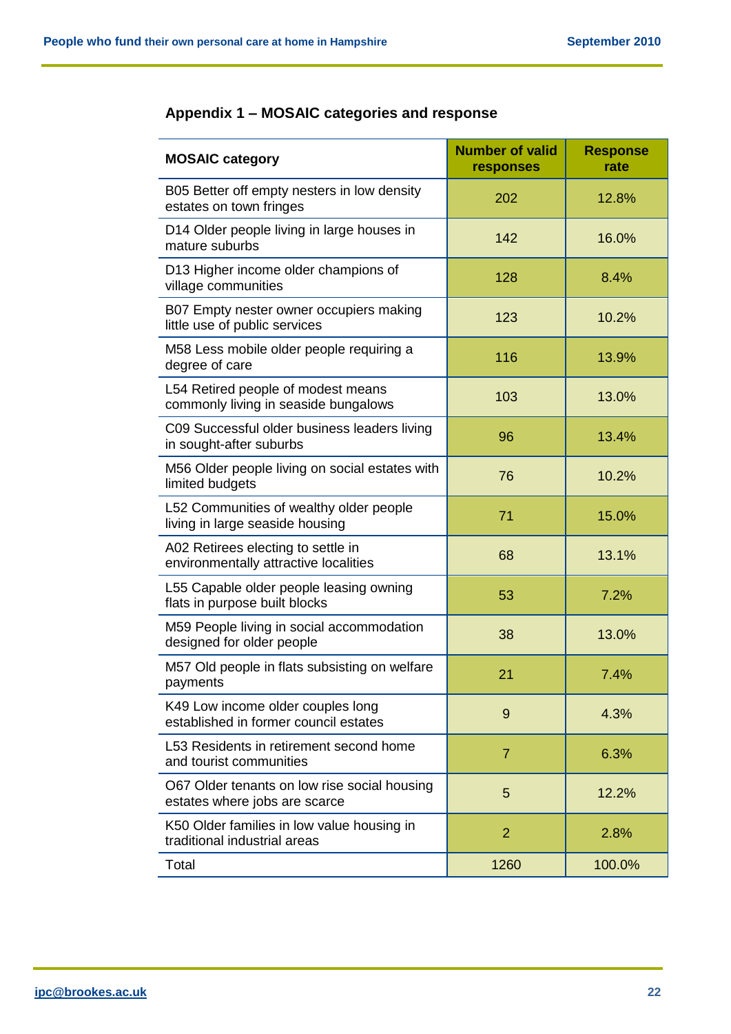## Appendix 1 – MOSAIC categories and response

| MOSAIC category | Number of valid responses | Response rate |
|---|---|---|
| B05 Better off empty nesters in low density estates on town fringes | 202 | 12.8% |
| D14 Older people living in large houses in mature suburbs | 142 | 16.0% |
| D13 Higher income older champions of village communities | 128 | 8.4% |
| B07 Empty nester owner occupiers making little use of public services | 123 | 10.2% |
| M58 Less mobile older people requiring a degree of care | 116 | 13.9% |
| L54 Retired people of modest means commonly living in seaside bungalows | 103 | 13.0% |
| C09 Successful older business leaders living in sought-after suburbs | 96 | 13.4% |
| M56 Older people living on social estates with limited budgets | 76 | 10.2% |
| L52 Communities of wealthy older people living in large seaside housing | 71 | 15.0% |
| A02 Retirees electing to settle in environmentally attractive localities | 68 | 13.1% |
| L55 Capable older people leasing owning flats in purpose built blocks | 53 | 7.2% |
| M59 People living in social accommodation designed for older people | 38 | 13.0% |
| M57 Old people in flats subsisting on welfare payments | 21 | 7.4% |
| K49 Low income older couples long established in former council estates | 9 | 4.3% |
| L53 Residents in retirement second home and tourist communities | 7 | 6.3% |
| O67 Older tenants on low rise social housing estates where jobs are scarce | 5 | 12.2% |
| K50 Older families in low value housing in traditional industrial areas | 2 | 2.8% |
| Total | 1260 | 100.0% |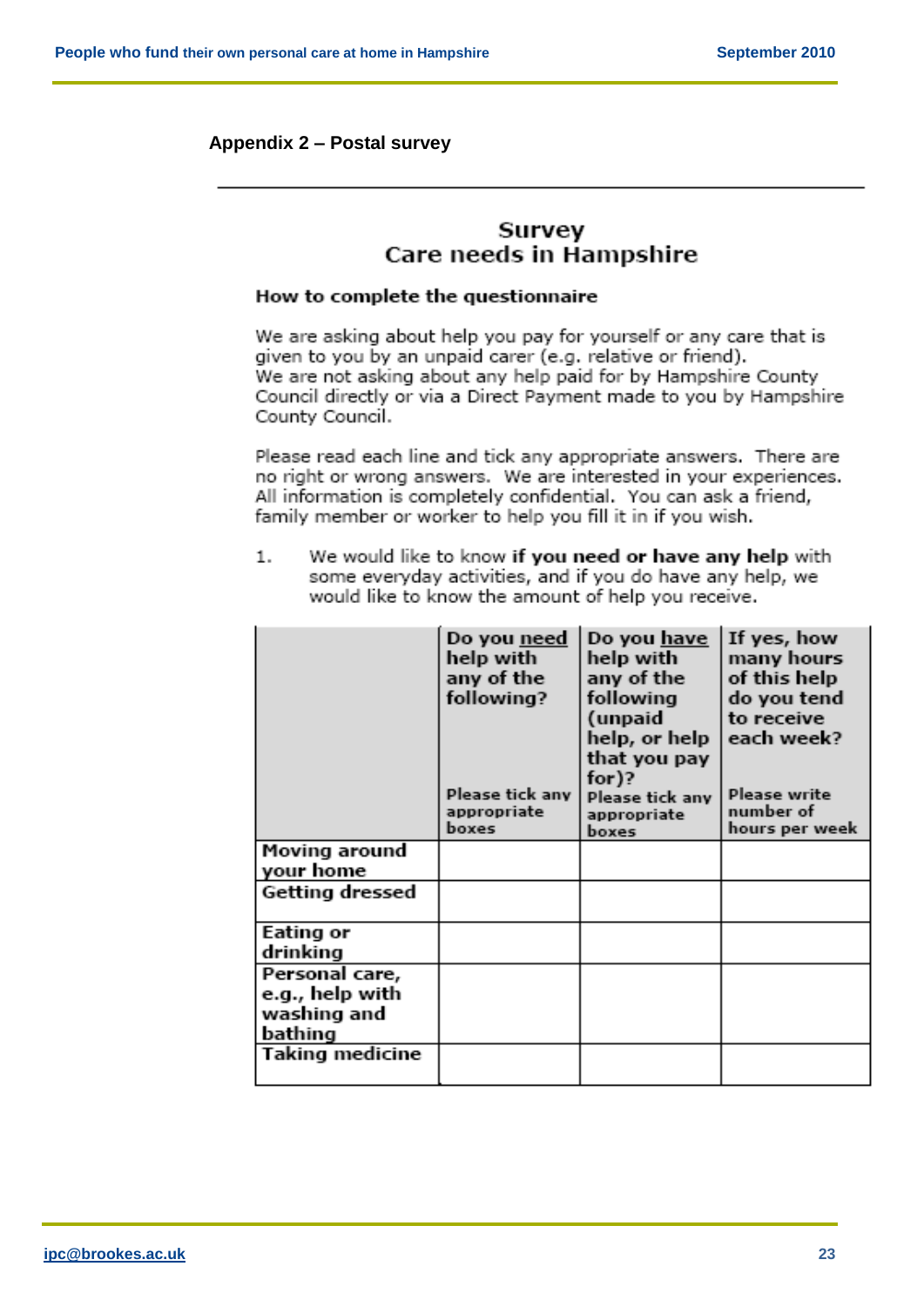## Appendix 2 – Postal survey

### Survey
### Care needs in Hampshire

**How to complete the questionnaire**

We are asking about help you pay for yourself or any care that is given to you by an unpaid carer (e.g. relative or friend).
We are not asking about any help paid for by Hampshire County Council directly or via a Direct Payment made to you by Hampshire County Council.

Please read each line and tick any appropriate answers. There are no right or wrong answers. We are interested in your experiences. All information is completely confidential. You can ask a friend, family member or worker to help you fill it in if you wish.

1. We would like to know **if you need or have any help** with some everyday activities, and if you do have any help, we would like to know the amount of help you receive.

| | **Do you need help with any of the following?** Please tick any appropriate boxes | **Do you have help with any of the following (unpaid help, or help that you pay for)?** Please tick any appropriate boxes | **If yes, how many hours of this help do you tend to receive each week?** Please write number of hours per week |
|---|---|---|---|
| **Moving around your home** | | | |
| **Getting dressed** | | | |
| **Eating or drinking** | | | |
| **Personal care, e.g., help with washing and bathing** | | | |
| **Taking medicine** | | | |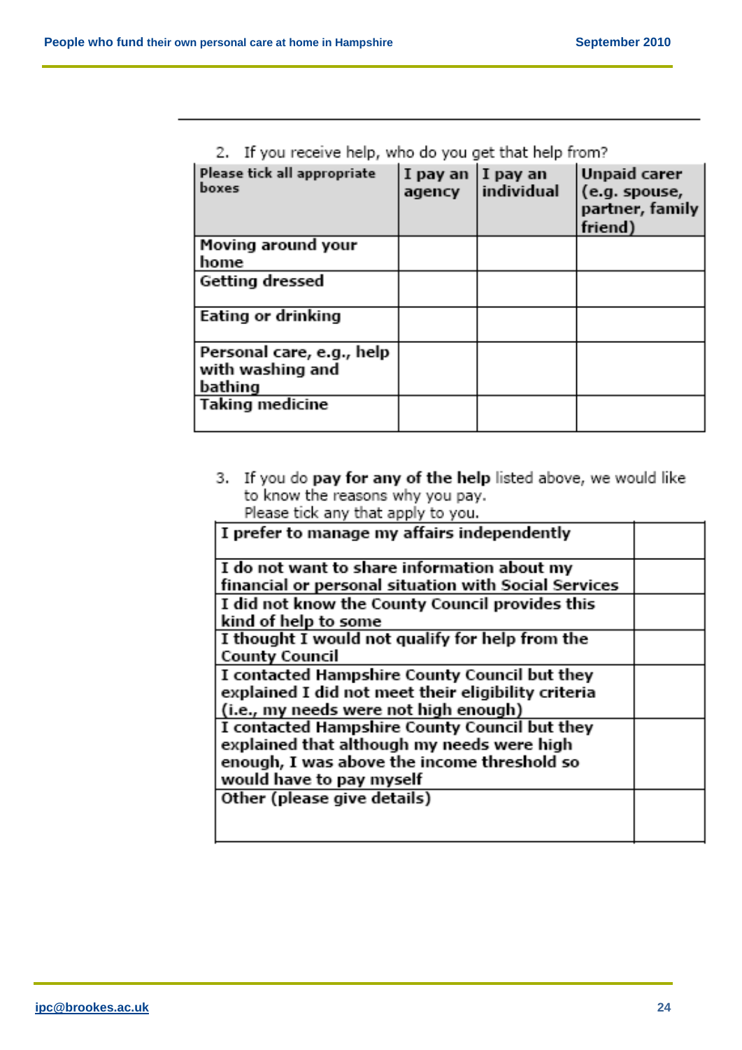2. If you receive help, who do you get that help from?

| Please tick all appropriate boxes | I pay an agency | I pay an individual | Unpaid carer (e.g. spouse, partner, family friend) |
|---|---|---|---|
| Moving around your home | | | |
| Getting dressed | | | |
| Eating or drinking | | | |
| Personal care, e.g., help with washing and bathing | | | |
| Taking medicine | | | |

3. If you do **pay for any of the help** listed above, we would like to know the reasons why you pay. Please tick any that apply to you.

| | |
|---|---|
| I prefer to manage my affairs independently | |
| I do not want to share information about my financial or personal situation with Social Services | |
| I did not know the County Council provides this kind of help to some | |
| I thought I would not qualify for help from the County Council | |
| I contacted Hampshire County Council but they explained I did not meet their eligibility criteria (i.e., my needs were not high enough) | |
| I contacted Hampshire County Council but they explained that although my needs were high enough, I was above the income threshold so would have to pay myself | |
| Other (please give details) | |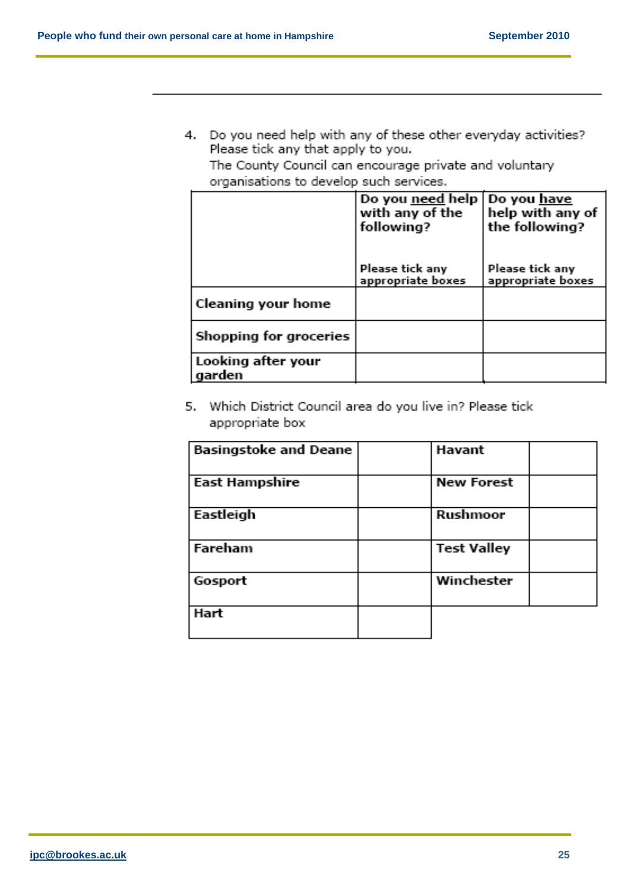4. Do you need help with any of these other everyday activities? Please tick any that apply to you.
   The County Council can encourage private and voluntary organisations to develop such services.

| | **Do you need help with any of the following?** Please tick any appropriate boxes | **Do you have help with any of the following?** Please tick any appropriate boxes |
|---|---|---|
| **Cleaning your home** | | |
| **Shopping for groceries** | | |
| **Looking after your garden** | | |

5. Which District Council area do you live in? Please tick appropriate box

| | | | |
|---|---|---|---|
| **Basingstoke and Deane** | | **Havant** | |
| **East Hampshire** | | **New Forest** | |
| **Eastleigh** | | **Rushmoor** | |
| **Fareham** | | **Test Valley** | |
| **Gosport** | | **Winchester** | |
| **Hart** | | | |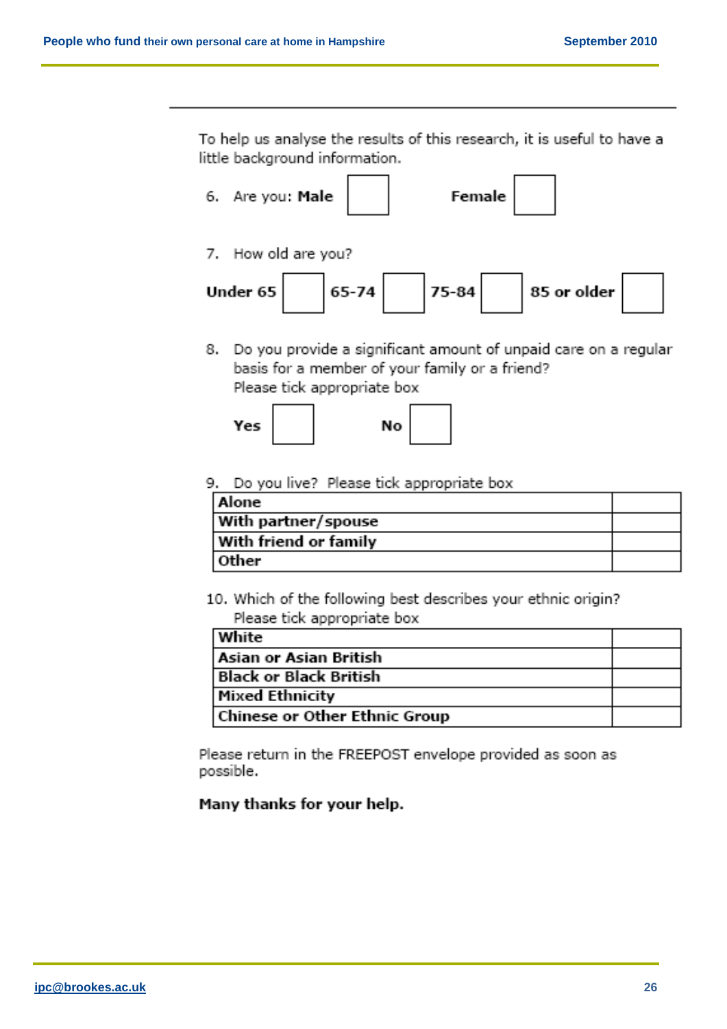---

To help us analyse the results of this research, it is useful to have a little background information.

6. Are you: **Male** ☐ **Female** ☐

7. How old are you?

**Under 65** ☐ **65-74** ☐ **75-84** ☐ **85 or older** ☐

8. Do you provide a significant amount of unpaid care on a regular basis for a member of your family or a friend?
   Please tick appropriate box

   **Yes** ☐ **No** ☐

9. Do you live? Please tick appropriate box

| | |
|---|---|
| **Alone** | |
| **With partner/spouse** | |
| **With friend or family** | |
| **Other** | |

10. Which of the following best describes your ethnic origin?
    Please tick appropriate box

| | |
|---|---|
| **White** | |
| **Asian or Asian British** | |
| **Black or Black British** | |
| **Mixed Ethnicity** | |
| **Chinese or Other Ethnic Group** | |

Please return in the FREEPOST envelope provided as soon as possible.

**Many thanks for your help.**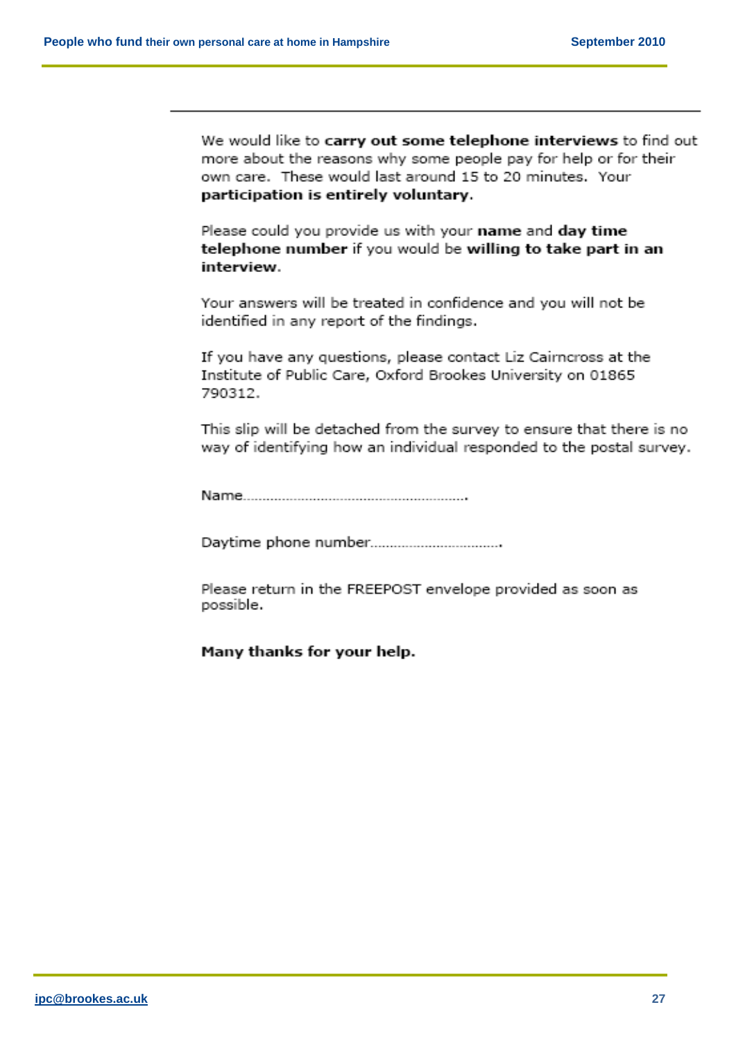---

We would like to **carry out some telephone interviews** to find out more about the reasons why some people pay for help or for their own care. These would last around 15 to 20 minutes. Your **participation is entirely voluntary**.

Please could you provide us with your **name** and **day time telephone number** if you would be **willing to take part in an interview**.

Your answers will be treated in confidence and you will not be identified in any report of the findings.

If you have any questions, please contact Liz Cairncross at the Institute of Public Care, Oxford Brookes University on 01865 790312.

This slip will be detached from the survey to ensure that there is no way of identifying how an individual responded to the postal survey.

Name.........................................................

Daytime phone number.................................

Please return in the FREEPOST envelope provided as soon as possible.

**Many thanks for your help.**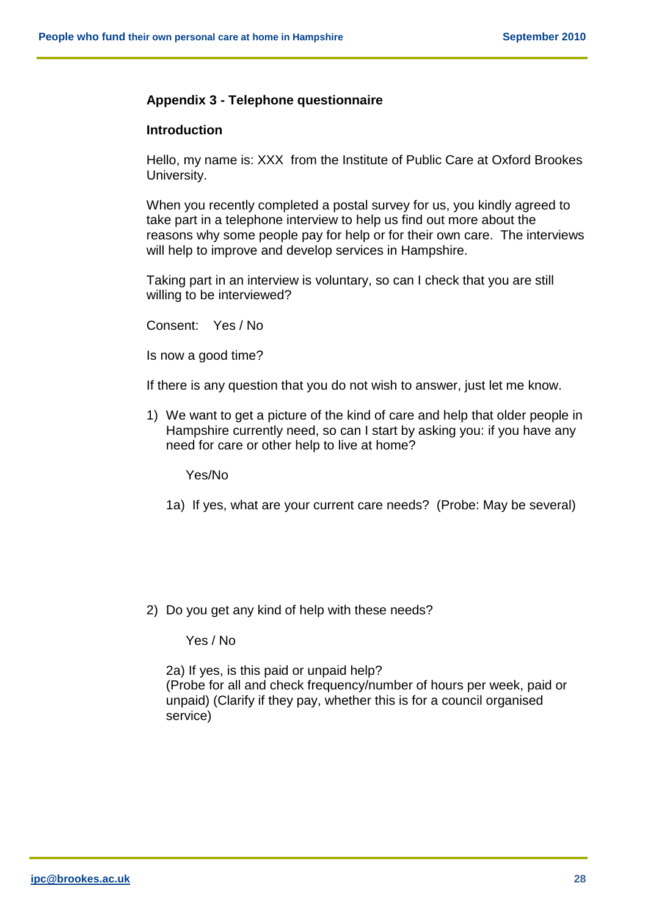## Appendix 3 - Telephone questionnaire

### Introduction

Hello, my name is: XXX from the Institute of Public Care at Oxford Brookes University.

When you recently completed a postal survey for us, you kindly agreed to take part in a telephone interview to help us find out more about the reasons why some people pay for help or for their own care. The interviews will help to improve and develop services in Hampshire.

Taking part in an interview is voluntary, so can I check that you are still willing to be interviewed?

Consent: Yes / No

Is now a good time?

If there is any question that you do not wish to answer, just let me know.

1) We want to get a picture of the kind of care and help that older people in Hampshire currently need, so can I start by asking you: if you have any need for care or other help to live at home?

   Yes/No

   1a) If yes, what are your current care needs? (Probe: May be several)

2) Do you get any kind of help with these needs?

   Yes / No

   2a) If yes, is this paid or unpaid help?
   (Probe for all and check frequency/number of hours per week, paid or unpaid) (Clarify if they pay, whether this is for a council organised service)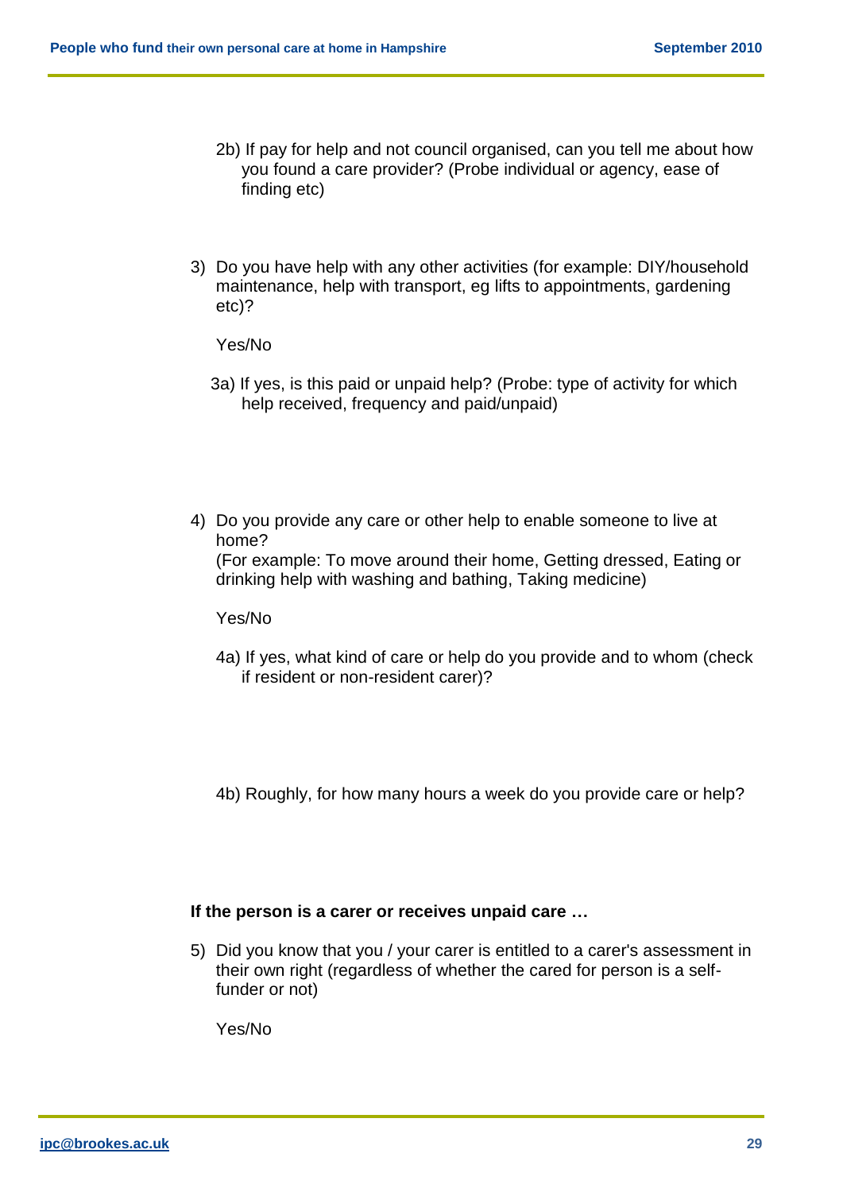2b) If pay for help and not council organised, can you tell me about how you found a care provider? (Probe individual or agency, ease of finding etc)

3) Do you have help with any other activities (for example: DIY/household maintenance, help with transport, eg lifts to appointments, gardening etc)?

   Yes/No

   3a) If yes, is this paid or unpaid help? (Probe: type of activity for which help received, frequency and paid/unpaid)

4) Do you provide any care or other help to enable someone to live at home?
   (For example: To move around their home, Getting dressed, Eating or drinking help with washing and bathing, Taking medicine)

   Yes/No

   4a) If yes, what kind of care or help do you provide and to whom (check if resident or non-resident carer)?

   4b) Roughly, for how many hours a week do you provide care or help?

**If the person is a carer or receives unpaid care …**

5) Did you know that you / your carer is entitled to a carer's assessment in their own right (regardless of whether the cared for person is a self-funder or not)

   Yes/No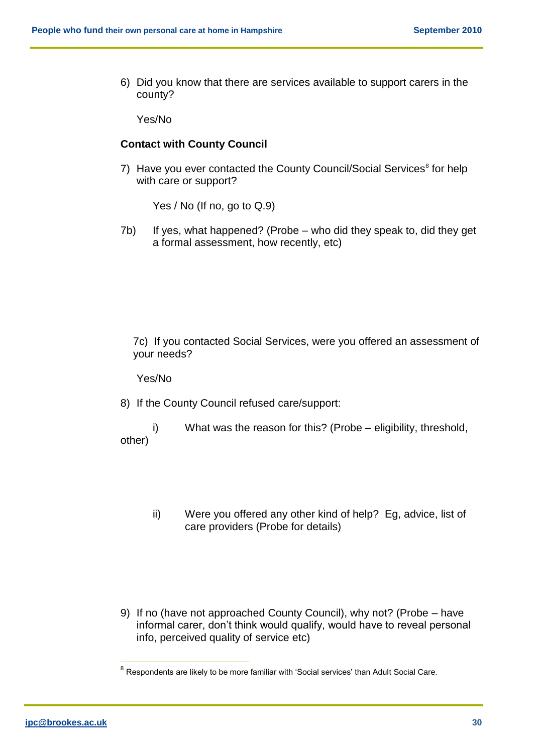6) Did you know that there are services available to support carers in the county?

   Yes/No

**Contact with County Council**

7) Have you ever contacted the County Council/Social Services[8] for help with care or support?

   Yes / No (If no, go to Q.9)

7b) If yes, what happened? (Probe – who did they speak to, did they get a formal assessment, how recently, etc)

7c) If you contacted Social Services, were you offered an assessment of your needs?

   Yes/No

8) If the County Council refused care/support:

   i) What was the reason for this? (Probe – eligibility, threshold, other)

   ii) Were you offered any other kind of help? Eg, advice, list of care providers (Probe for details)

9) If no (have not approached County Council), why not? (Probe – have informal carer, don't think would qualify, would have to reveal personal info, perceived quality of service etc)

[8] Respondents are likely to be more familiar with 'Social services' than Adult Social Care.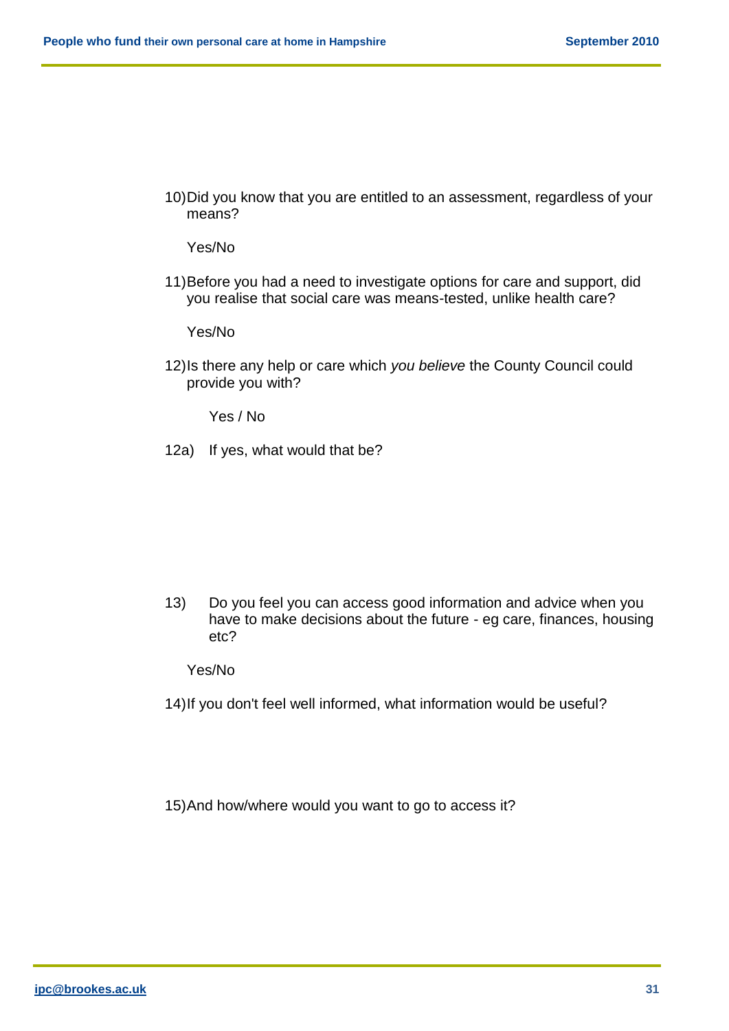10) Did you know that you are entitled to an assessment, regardless of your means?

Yes/No

11) Before you had a need to investigate options for care and support, did you realise that social care was means-tested, unlike health care?

Yes/No

12) Is there any help or care which *you believe* the County Council could provide you with?

Yes / No

12a) If yes, what would that be?

13) Do you feel you can access good information and advice when you have to make decisions about the future - eg care, finances, housing etc?

Yes/No

14) If you don't feel well informed, what information would be useful?

15) And how/where would you want to go to access it?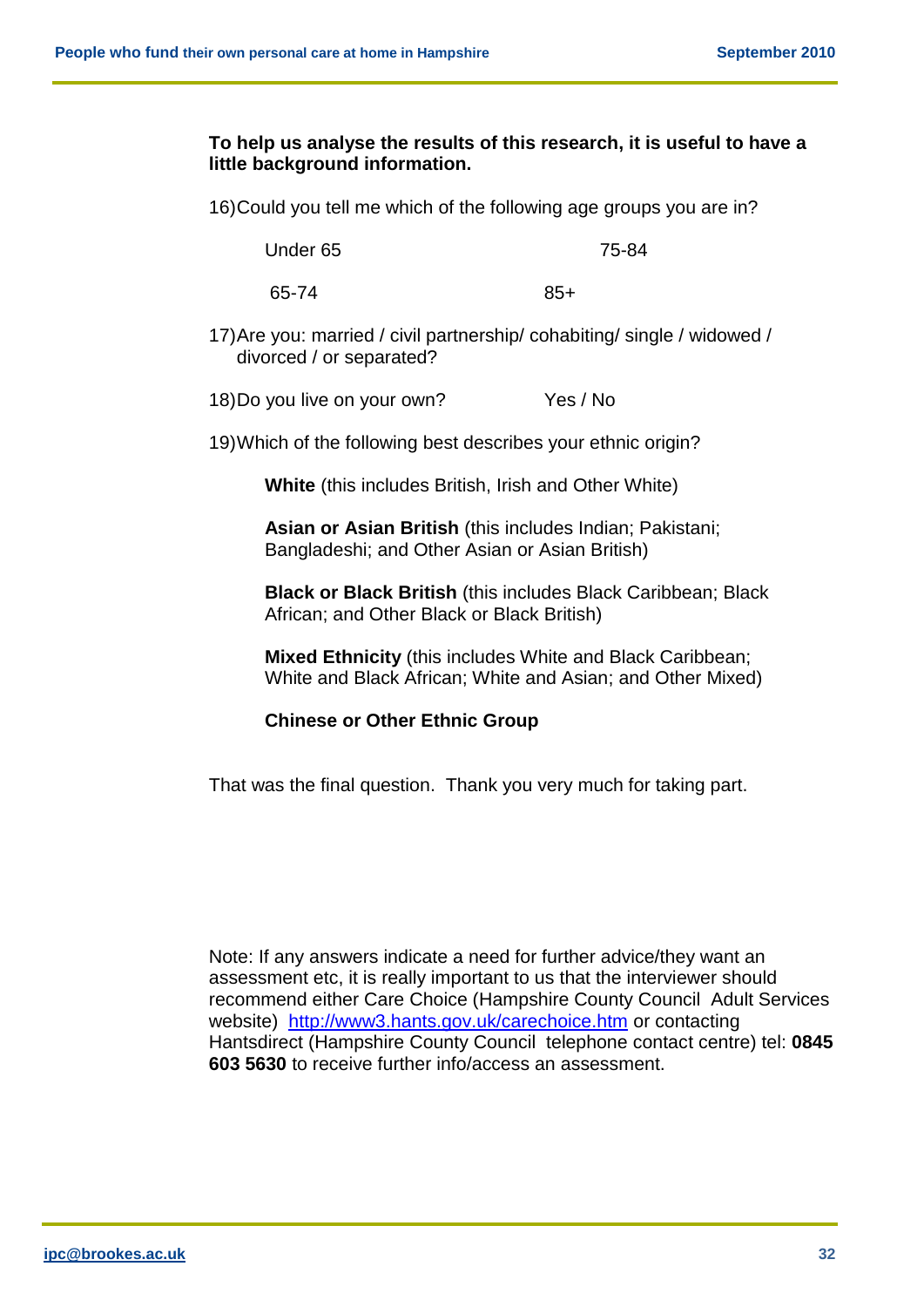**To help us analyse the results of this research, it is useful to have a little background information.**

16) Could you tell me which of the following age groups you are in?

Under 65 &nbsp;&nbsp;&nbsp;&nbsp; 75-84

65-74 &nbsp;&nbsp;&nbsp;&nbsp; 85+

17) Are you: married / civil partnership/ cohabiting/ single / widowed / divorced / or separated?

18) Do you live on your own? &nbsp;&nbsp;&nbsp;&nbsp; Yes / No

19) Which of the following best describes your ethnic origin?

**White** (this includes British, Irish and Other White)

**Asian or Asian British** (this includes Indian; Pakistani; Bangladeshi; and Other Asian or Asian British)

**Black or Black British** (this includes Black Caribbean; Black African; and Other Black or Black British)

**Mixed Ethnicity** (this includes White and Black Caribbean; White and Black African; White and Asian; and Other Mixed)

**Chinese or Other Ethnic Group**

That was the final question. Thank you very much for taking part.

Note: If any answers indicate a need for further advice/they want an assessment etc, it is really important to us that the interviewer should recommend either Care Choice (Hampshire County Council Adult Services website) http://www3.hants.gov.uk/carechoice.htm or contacting Hantsdirect (Hampshire County Council telephone contact centre) tel: **0845 603 5630** to receive further info/access an assessment.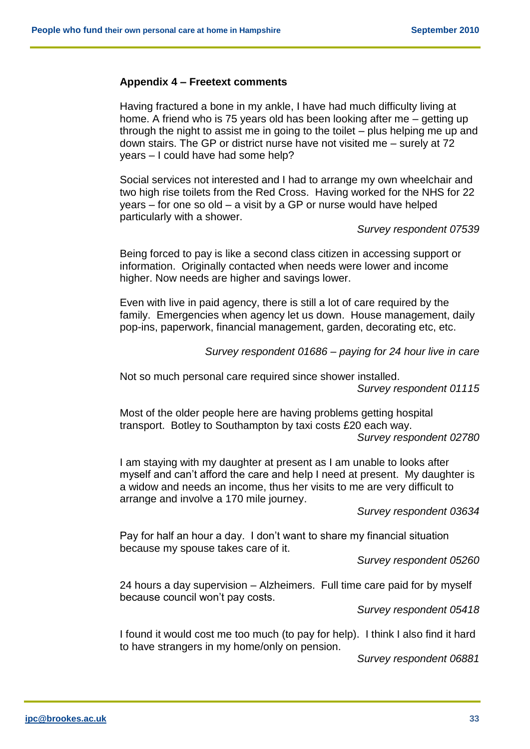### Appendix 4 – Freetext comments

Having fractured a bone in my ankle, I have had much difficulty living at home. A friend who is 75 years old has been looking after me – getting up through the night to assist me in going to the toilet – plus helping me up and down stairs. The GP or district nurse have not visited me – surely at 72 years – I could have had some help?

Social services not interested and I had to arrange my own wheelchair and two high rise toilets from the Red Cross. Having worked for the NHS for 22 years – for one so old – a visit by a GP or nurse would have helped particularly with a shower.

*Survey respondent 07539*

Being forced to pay is like a second class citizen in accessing support or information. Originally contacted when needs were lower and income higher. Now needs are higher and savings lower.

Even with live in paid agency, there is still a lot of care required by the family. Emergencies when agency let us down. House management, daily pop-ins, paperwork, financial management, garden, decorating etc, etc.

*Survey respondent 01686 – paying for 24 hour live in care*

Not so much personal care required since shower installed.

*Survey respondent 01115*

Most of the older people here are having problems getting hospital transport. Botley to Southampton by taxi costs £20 each way.

*Survey respondent 02780*

I am staying with my daughter at present as I am unable to looks after myself and can't afford the care and help I need at present. My daughter is a widow and needs an income, thus her visits to me are very difficult to arrange and involve a 170 mile journey.

*Survey respondent 03634*

Pay for half an hour a day. I don't want to share my financial situation because my spouse takes care of it.

*Survey respondent 05260*

24 hours a day supervision – Alzheimers. Full time care paid for by myself because council won't pay costs.

*Survey respondent 05418*

I found it would cost me too much (to pay for help). I think I also find it hard to have strangers in my home/only on pension.

*Survey respondent 06881*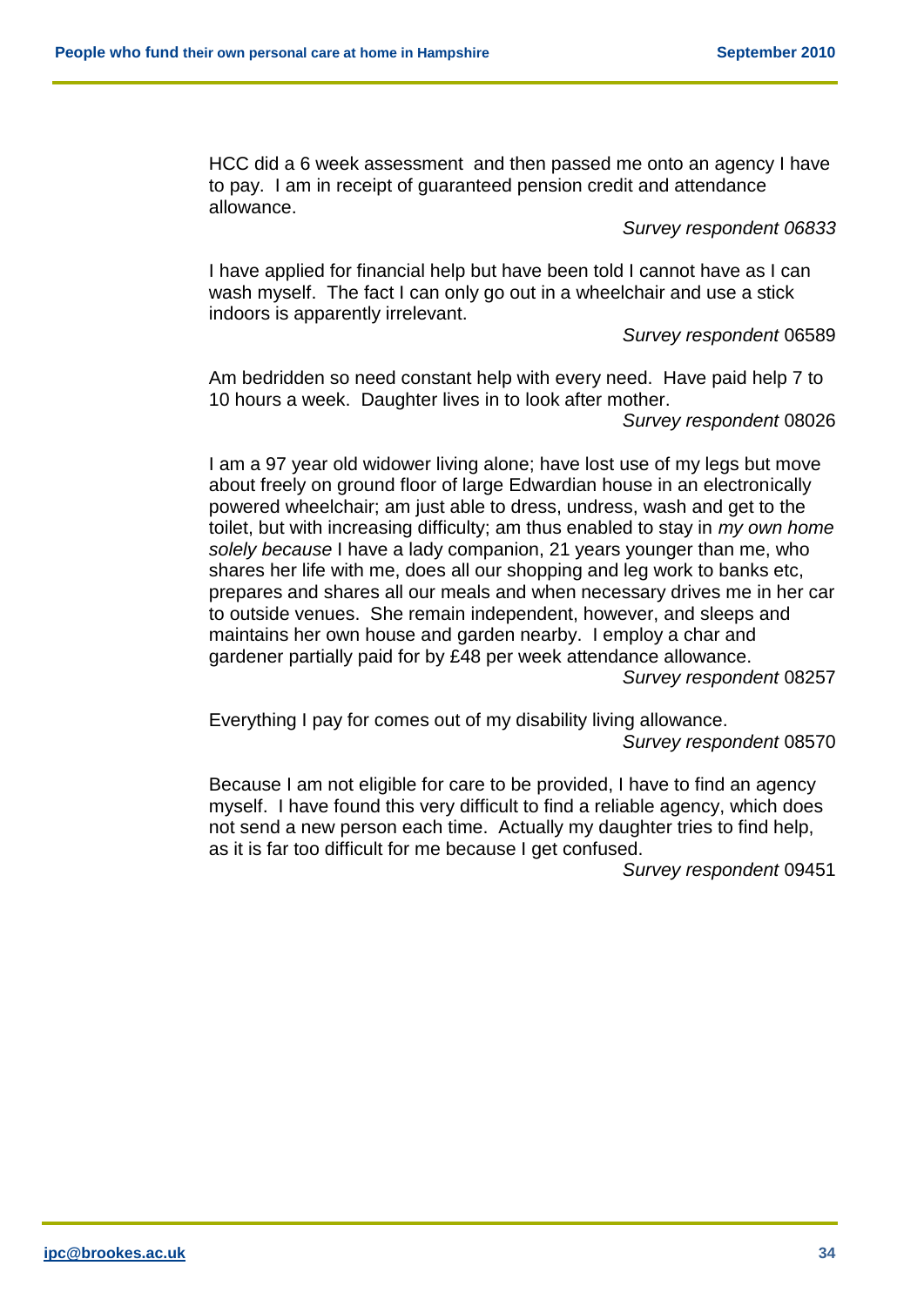HCC did a 6 week assessment and then passed me onto an agency I have to pay. I am in receipt of guaranteed pension credit and attendance allowance.

*Survey respondent 06833*

I have applied for financial help but have been told I cannot have as I can wash myself. The fact I can only go out in a wheelchair and use a stick indoors is apparently irrelevant.

*Survey respondent* 06589

Am bedridden so need constant help with every need. Have paid help 7 to 10 hours a week. Daughter lives in to look after mother.

*Survey respondent* 08026

I am a 97 year old widower living alone; have lost use of my legs but move about freely on ground floor of large Edwardian house in an electronically powered wheelchair; am just able to dress, undress, wash and get to the toilet, but with increasing difficulty; am thus enabled to stay in *my own home solely because* I have a lady companion, 21 years younger than me, who shares her life with me, does all our shopping and leg work to banks etc, prepares and shares all our meals and when necessary drives me in her car to outside venues. She remain independent, however, and sleeps and maintains her own house and garden nearby. I employ a char and gardener partially paid for by £48 per week attendance allowance.

*Survey respondent* 08257

Everything I pay for comes out of my disability living allowance.

*Survey respondent* 08570

Because I am not eligible for care to be provided, I have to find an agency myself. I have found this very difficult to find a reliable agency, which does not send a new person each time. Actually my daughter tries to find help, as it is far too difficult for me because I get confused.

*Survey respondent* 09451